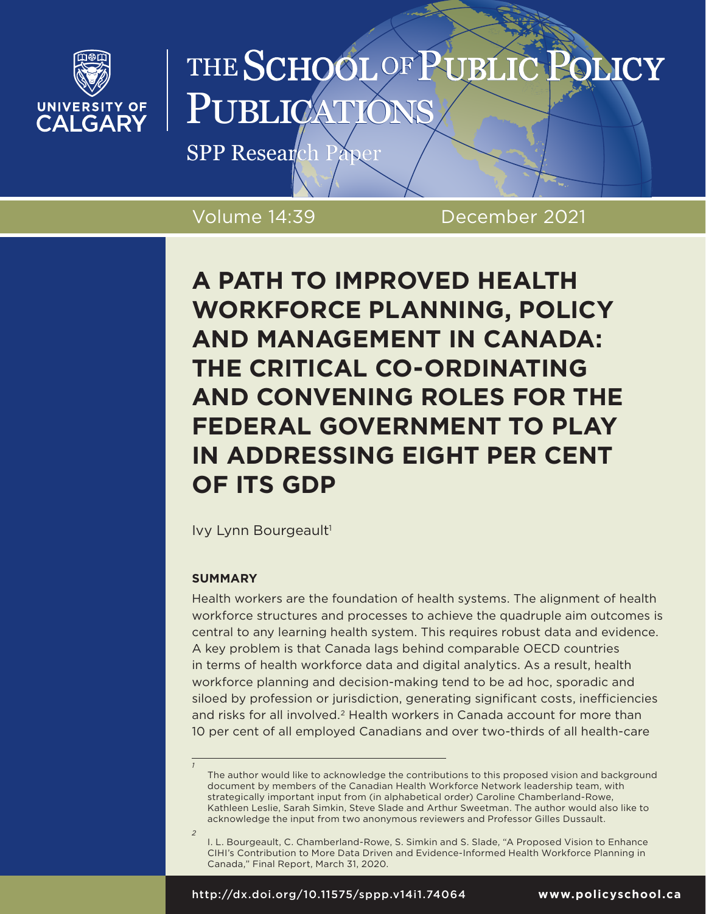THE SCHOOL OF PUBLIC POLICY PUBLICATIONS

SPP Research Paper

Volume 14:39 December 2021

# A PATH TO IMPROVED HEALTH WORKFORCE PLANNING, POLICY AND MANAGEMENT IN CANADA: THE CRITICAL CO-ORDINATING AND CONVENING ROLES FOR THE FEDERAL GOVERNMENT TO PLAY IN ADDRESSING EIGHT PER CENT OF ITS GDP

Ivy Lynn Bourgeault[1]

## SUMMARY

Health workers are the foundation of health systems. The alignment of health workforce structures and processes to achieve the quadruple aim outcomes is central to any learning health system. This requires robust data and evidence. A key problem is that Canada lags behind comparable OECD countries in terms of health workforce data and digital analytics. As a result, health workforce planning and decision-making tend to be ad hoc, sporadic and siloed by profession or jurisdiction, generating significant costs, inefficiencies and risks for all involved.[2] Health workers in Canada account for more than 10 per cent of all employed Canadians and over two-thirds of all health-care

---

[1] The author would like to acknowledge the contributions to this proposed vision and background document by members of the Canadian Health Workforce Network leadership team, with strategically important input from (in alphabetical order) Caroline Chamberland-Rowe, Kathleen Leslie, Sarah Simkin, Steve Slade and Arthur Sweetman. The author would also like to acknowledge the input from two anonymous reviewers and Professor Gilles Dussault.

[2] I. L. Bourgeault, C. Chamberland-Rowe, S. Simkin and S. Slade, "A Proposed Vision to Enhance CIHI's Contribution to More Data Driven and Evidence-Informed Health Workforce Planning in Canada," Final Report, March 31, 2020.

http://dx.doi.org/10.11575/sppp.v14i1.74064 www.policyschool.ca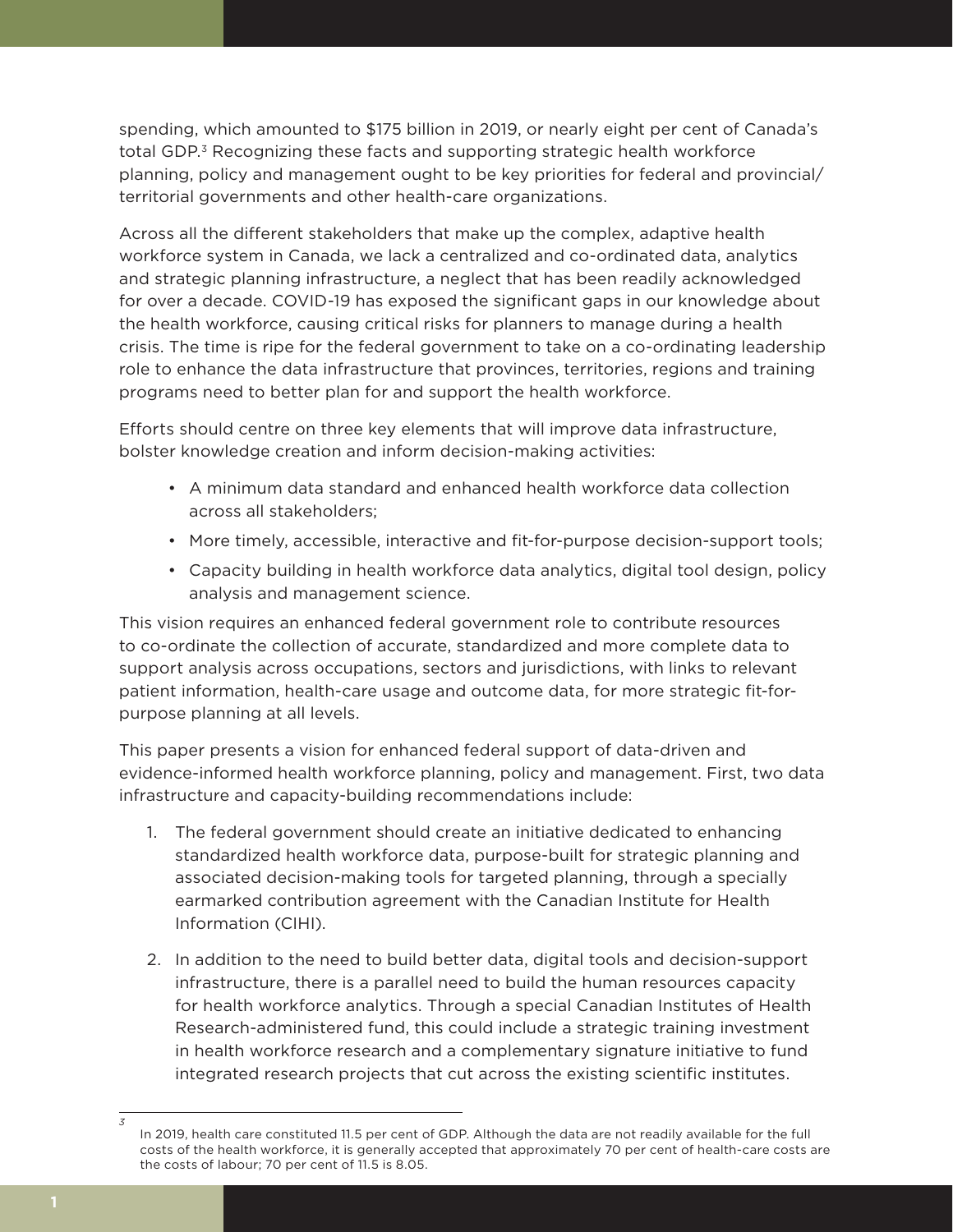spending, which amounted to $175 billion in 2019, or nearly eight per cent of Canada's total GDP.[3] Recognizing these facts and supporting strategic health workforce planning, policy and management ought to be key priorities for federal and provincial/territorial governments and other health-care organizations.

Across all the different stakeholders that make up the complex, adaptive health workforce system in Canada, we lack a centralized and co-ordinated data, analytics and strategic planning infrastructure, a neglect that has been readily acknowledged for over a decade. COVID-19 has exposed the significant gaps in our knowledge about the health workforce, causing critical risks for planners to manage during a health crisis. The time is ripe for the federal government to take on a co-ordinating leadership role to enhance the data infrastructure that provinces, territories, regions and training programs need to better plan for and support the health workforce.

Efforts should centre on three key elements that will improve data infrastructure, bolster knowledge creation and inform decision-making activities:

- A minimum data standard and enhanced health workforce data collection across all stakeholders;
- More timely, accessible, interactive and fit-for-purpose decision-support tools;
- Capacity building in health workforce data analytics, digital tool design, policy analysis and management science.

This vision requires an enhanced federal government role to contribute resources to co-ordinate the collection of accurate, standardized and more complete data to support analysis across occupations, sectors and jurisdictions, with links to relevant patient information, health-care usage and outcome data, for more strategic fit-for-purpose planning at all levels.

This paper presents a vision for enhanced federal support of data-driven and evidence-informed health workforce planning, policy and management. First, two data infrastructure and capacity-building recommendations include:

1. The federal government should create an initiative dedicated to enhancing standardized health workforce data, purpose-built for strategic planning and associated decision-making tools for targeted planning, through a specially earmarked contribution agreement with the Canadian Institute for Health Information (CIHI).
2. In addition to the need to build better data, digital tools and decision-support infrastructure, there is a parallel need to build the human resources capacity for health workforce analytics. Through a special Canadian Institutes of Health Research-administered fund, this could include a strategic training investment in health workforce research and a complementary signature initiative to fund integrated research projects that cut across the existing scientific institutes.

---

[3] In 2019, health care constituted 11.5 per cent of GDP. Although the data are not readily available for the full costs of the health workforce, it is generally accepted that approximately 70 per cent of health-care costs are the costs of labour; 70 per cent of 11.5 is 8.05.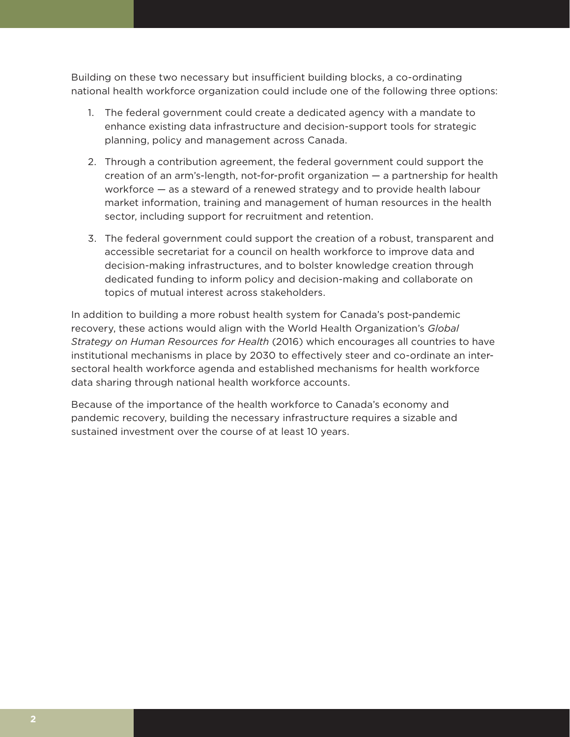Building on these two necessary but insufficient building blocks, a co-ordinating national health workforce organization could include one of the following three options:

1. The federal government could create a dedicated agency with a mandate to enhance existing data infrastructure and decision-support tools for strategic planning, policy and management across Canada.
2. Through a contribution agreement, the federal government could support the creation of an arm's-length, not-for-profit organization — a partnership for health workforce — as a steward of a renewed strategy and to provide health labour market information, training and management of human resources in the health sector, including support for recruitment and retention.
3. The federal government could support the creation of a robust, transparent and accessible secretariat for a council on health workforce to improve data and decision-making infrastructures, and to bolster knowledge creation through dedicated funding to inform policy and decision-making and collaborate on topics of mutual interest across stakeholders.

In addition to building a more robust health system for Canada's post-pandemic recovery, these actions would align with the World Health Organization's *Global Strategy on Human Resources for Health* (2016) which encourages all countries to have institutional mechanisms in place by 2030 to effectively steer and co-ordinate an inter-sectoral health workforce agenda and established mechanisms for health workforce data sharing through national health workforce accounts.

Because of the importance of the health workforce to Canada's economy and pandemic recovery, building the necessary infrastructure requires a sizable and sustained investment over the course of at least 10 years.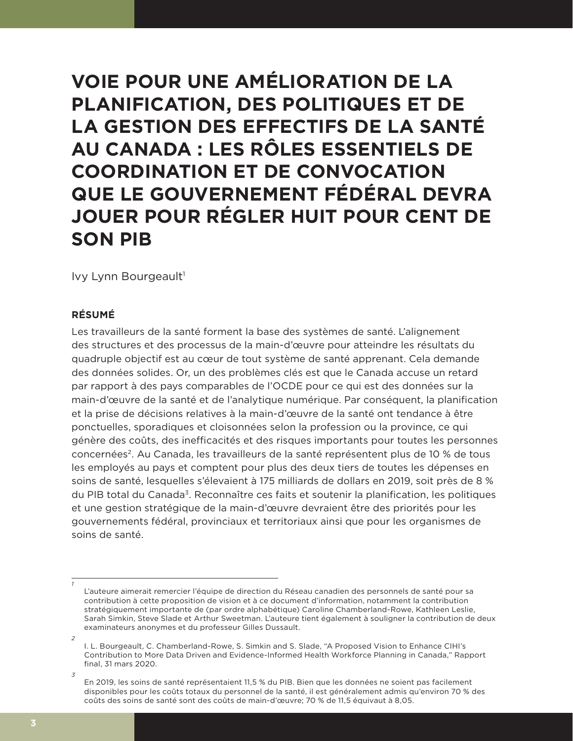# VOIE POUR UNE AMÉLIORATION DE LA PLANIFICATION, DES POLITIQUES ET DE LA GESTION DES EFFECTIFS DE LA SANTÉ AU CANADA : LES RÔLES ESSENTIELS DE COORDINATION ET DE CONVOCATION QUE LE GOUVERNEMENT FÉDÉRAL DEVRA JOUER POUR RÉGLER HUIT POUR CENT DE SON PIB

Ivy Lynn Bourgeault[1]

## RÉSUMÉ

Les travailleurs de la santé forment la base des systèmes de santé. L'alignement des structures et des processus de la main-d'œuvre pour atteindre les résultats du quadruple objectif est au cœur de tout système de santé apprenant. Cela demande des données solides. Or, un des problèmes clés est que le Canada accuse un retard par rapport à des pays comparables de l'OCDE pour ce qui est des données sur la main-d'œuvre de la santé et de l'analytique numérique. Par conséquent, la planification et la prise de décisions relatives à la main-d'œuvre de la santé ont tendance à être ponctuelles, sporadiques et cloisonnées selon la profession ou la province, ce qui génère des coûts, des inefficacités et des risques importants pour toutes les personnes concernées[2]. Au Canada, les travailleurs de la santé représentent plus de 10 % de tous les employés au pays et comptent pour plus des deux tiers de toutes les dépenses en soins de santé, lesquelles s'élevaient à 175 milliards de dollars en 2019, soit près de 8 % du PIB total du Canada[3]. Reconnaître ces faits et soutenir la planification, les politiques et une gestion stratégique de la main-d'œuvre devraient être des priorités pour les gouvernements fédéral, provinciaux et territoriaux ainsi que pour les organismes de soins de santé.

---

[1] L'auteure aimerait remercier l'équipe de direction du Réseau canadien des personnels de santé pour sa contribution à cette proposition de vision et à ce document d'information, notamment la contribution stratégiquement importante de (par ordre alphabétique) Caroline Chamberland-Rowe, Kathleen Leslie, Sarah Simkin, Steve Slade et Arthur Sweetman. L'auteure tient également à souligner la contribution de deux examinateurs anonymes et du professeur Gilles Dussault.

[2] I. L. Bourgeault, C. Chamberland-Rowe, S. Simkin and S. Slade, "A Proposed Vision to Enhance CIHI's Contribution to More Data Driven and Evidence-Informed Health Workforce Planning in Canada," Rapport final, 31 mars 2020.

[3] En 2019, les soins de santé représentaient 11,5 % du PIB. Bien que les données ne soient pas facilement disponibles pour les coûts totaux du personnel de la santé, il est généralement admis qu'environ 70 % des coûts des soins de santé sont des coûts de main-d'œuvre; 70 % de 11,5 équivaut à 8,05.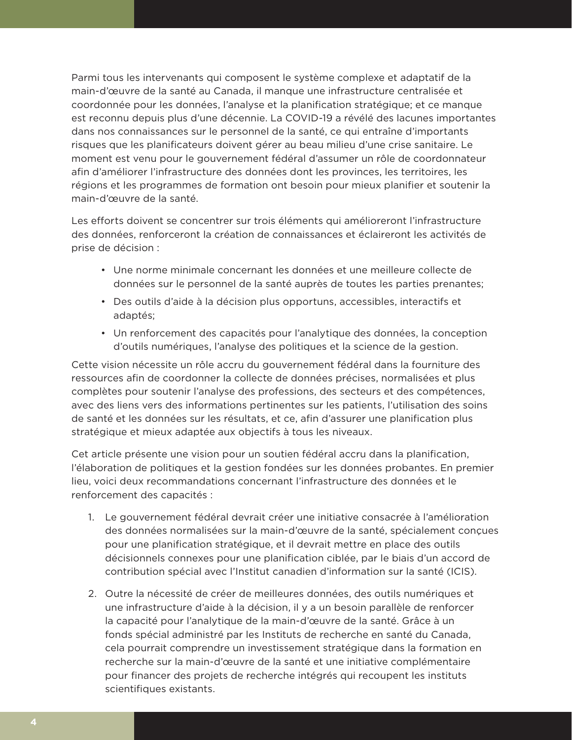Parmi tous les intervenants qui composent le système complexe et adaptatif de la main-d'œuvre de la santé au Canada, il manque une infrastructure centralisée et coordonnée pour les données, l'analyse et la planification stratégique; et ce manque est reconnu depuis plus d'une décennie. La COVID-19 a révélé des lacunes importantes dans nos connaissances sur le personnel de la santé, ce qui entraîne d'importants risques que les planificateurs doivent gérer au beau milieu d'une crise sanitaire. Le moment est venu pour le gouvernement fédéral d'assumer un rôle de coordonnateur afin d'améliorer l'infrastructure des données dont les provinces, les territoires, les régions et les programmes de formation ont besoin pour mieux planifier et soutenir la main-d'œuvre de la santé.

Les efforts doivent se concentrer sur trois éléments qui amélioreront l'infrastructure des données, renforceront la création de connaissances et éclaireront les activités de prise de décision :

- Une norme minimale concernant les données et une meilleure collecte de données sur le personnel de la santé auprès de toutes les parties prenantes;
- Des outils d'aide à la décision plus opportuns, accessibles, interactifs et adaptés;
- Un renforcement des capacités pour l'analytique des données, la conception d'outils numériques, l'analyse des politiques et la science de la gestion.

Cette vision nécessite un rôle accru du gouvernement fédéral dans la fourniture des ressources afin de coordonner la collecte de données précises, normalisées et plus complètes pour soutenir l'analyse des professions, des secteurs et des compétences, avec des liens vers des informations pertinentes sur les patients, l'utilisation des soins de santé et les données sur les résultats, et ce, afin d'assurer une planification plus stratégique et mieux adaptée aux objectifs à tous les niveaux.

Cet article présente une vision pour un soutien fédéral accru dans la planification, l'élaboration de politiques et la gestion fondées sur les données probantes. En premier lieu, voici deux recommandations concernant l'infrastructure des données et le renforcement des capacités :

1. Le gouvernement fédéral devrait créer une initiative consacrée à l'amélioration des données normalisées sur la main-d'œuvre de la santé, spécialement conçues pour une planification stratégique, et il devrait mettre en place des outils décisionnels connexes pour une planification ciblée, par le biais d'un accord de contribution spécial avec l'Institut canadien d'information sur la santé (ICIS).
2. Outre la nécessité de créer de meilleures données, des outils numériques et une infrastructure d'aide à la décision, il y a un besoin parallèle de renforcer la capacité pour l'analytique de la main-d'œuvre de la santé. Grâce à un fonds spécial administré par les Instituts de recherche en santé du Canada, cela pourrait comprendre un investissement stratégique dans la formation en recherche sur la main-d'œuvre de la santé et une initiative complémentaire pour financer des projets de recherche intégrés qui recoupent les instituts scientifiques existants.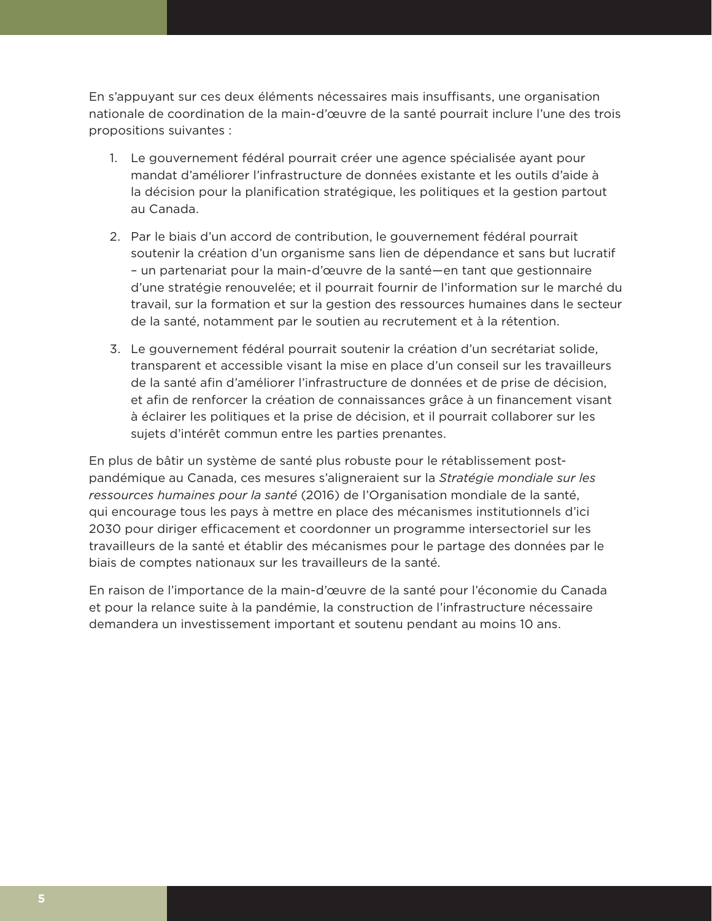En s'appuyant sur ces deux éléments nécessaires mais insuffisants, une organisation nationale de coordination de la main-d'œuvre de la santé pourrait inclure l'une des trois propositions suivantes :

1. Le gouvernement fédéral pourrait créer une agence spécialisée ayant pour mandat d'améliorer l'infrastructure de données existante et les outils d'aide à la décision pour la planification stratégique, les politiques et la gestion partout au Canada.

2. Par le biais d'un accord de contribution, le gouvernement fédéral pourrait soutenir la création d'un organisme sans lien de dépendance et sans but lucratif – un partenariat pour la main-d'œuvre de la santé—en tant que gestionnaire d'une stratégie renouvelée; et il pourrait fournir de l'information sur le marché du travail, sur la formation et sur la gestion des ressources humaines dans le secteur de la santé, notamment par le soutien au recrutement et à la rétention.

3. Le gouvernement fédéral pourrait soutenir la création d'un secrétariat solide, transparent et accessible visant la mise en place d'un conseil sur les travailleurs de la santé afin d'améliorer l'infrastructure de données et de prise de décision, et afin de renforcer la création de connaissances grâce à un financement visant à éclairer les politiques et la prise de décision, et il pourrait collaborer sur les sujets d'intérêt commun entre les parties prenantes.

En plus de bâtir un système de santé plus robuste pour le rétablissement post-pandémique au Canada, ces mesures s'aligneraient sur la *Stratégie mondiale sur les ressources humaines pour la santé* (2016) de l'Organisation mondiale de la santé, qui encourage tous les pays à mettre en place des mécanismes institutionnels d'ici 2030 pour diriger efficacement et coordonner un programme intersectoriel sur les travailleurs de la santé et établir des mécanismes pour le partage des données par le biais de comptes nationaux sur les travailleurs de la santé.

En raison de l'importance de la main-d'œuvre de la santé pour l'économie du Canada et pour la relance suite à la pandémie, la construction de l'infrastructure nécessaire demandera un investissement important et soutenu pendant au moins 10 ans.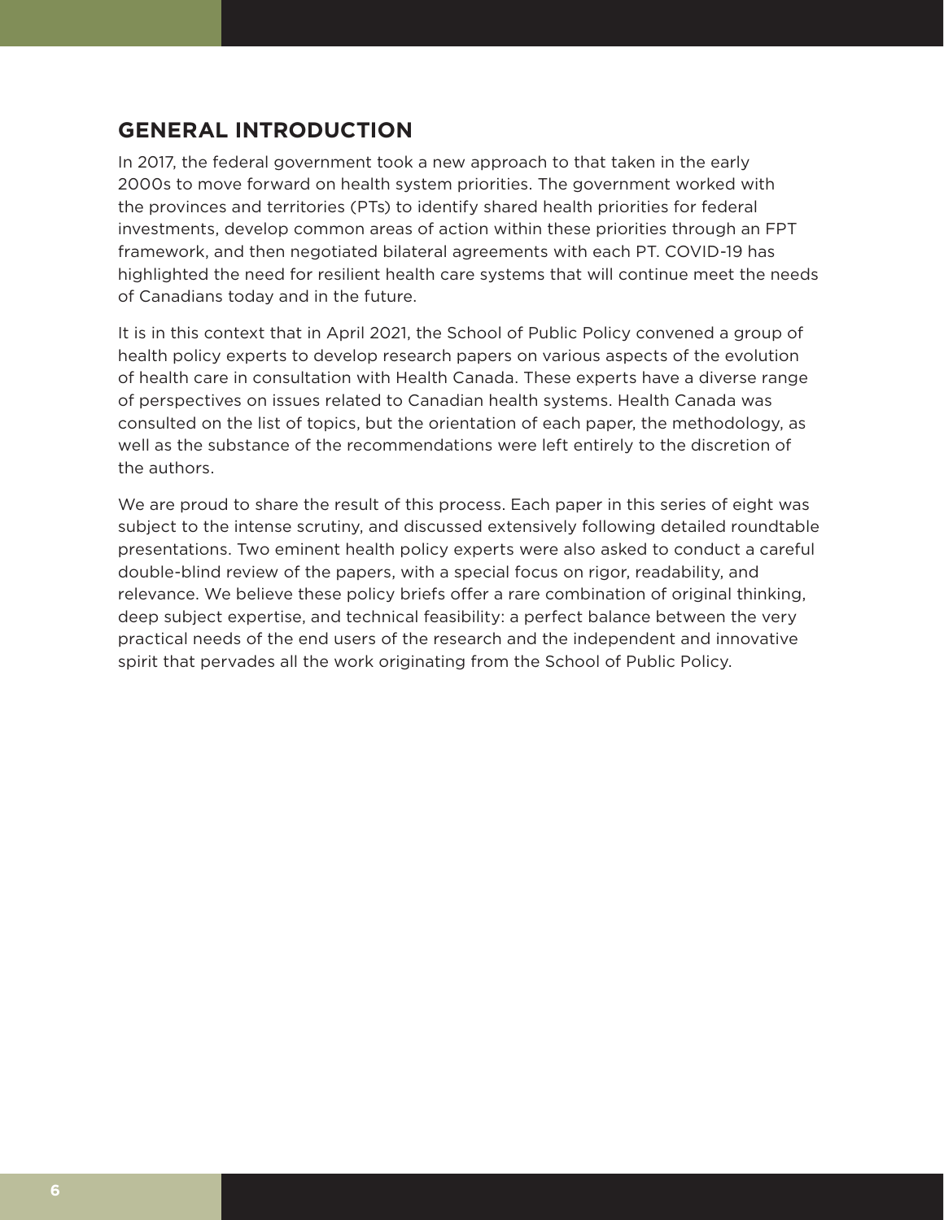## GENERAL INTRODUCTION

In 2017, the federal government took a new approach to that taken in the early 2000s to move forward on health system priorities. The government worked with the provinces and territories (PTs) to identify shared health priorities for federal investments, develop common areas of action within these priorities through an FPT framework, and then negotiated bilateral agreements with each PT. COVID-19 has highlighted the need for resilient health care systems that will continue meet the needs of Canadians today and in the future.

It is in this context that in April 2021, the School of Public Policy convened a group of health policy experts to develop research papers on various aspects of the evolution of health care in consultation with Health Canada. These experts have a diverse range of perspectives on issues related to Canadian health systems. Health Canada was consulted on the list of topics, but the orientation of each paper, the methodology, as well as the substance of the recommendations were left entirely to the discretion of the authors.

We are proud to share the result of this process. Each paper in this series of eight was subject to the intense scrutiny, and discussed extensively following detailed roundtable presentations. Two eminent health policy experts were also asked to conduct a careful double-blind review of the papers, with a special focus on rigor, readability, and relevance. We believe these policy briefs offer a rare combination of original thinking, deep subject expertise, and technical feasibility: a perfect balance between the very practical needs of the end users of the research and the independent and innovative spirit that pervades all the work originating from the School of Public Policy.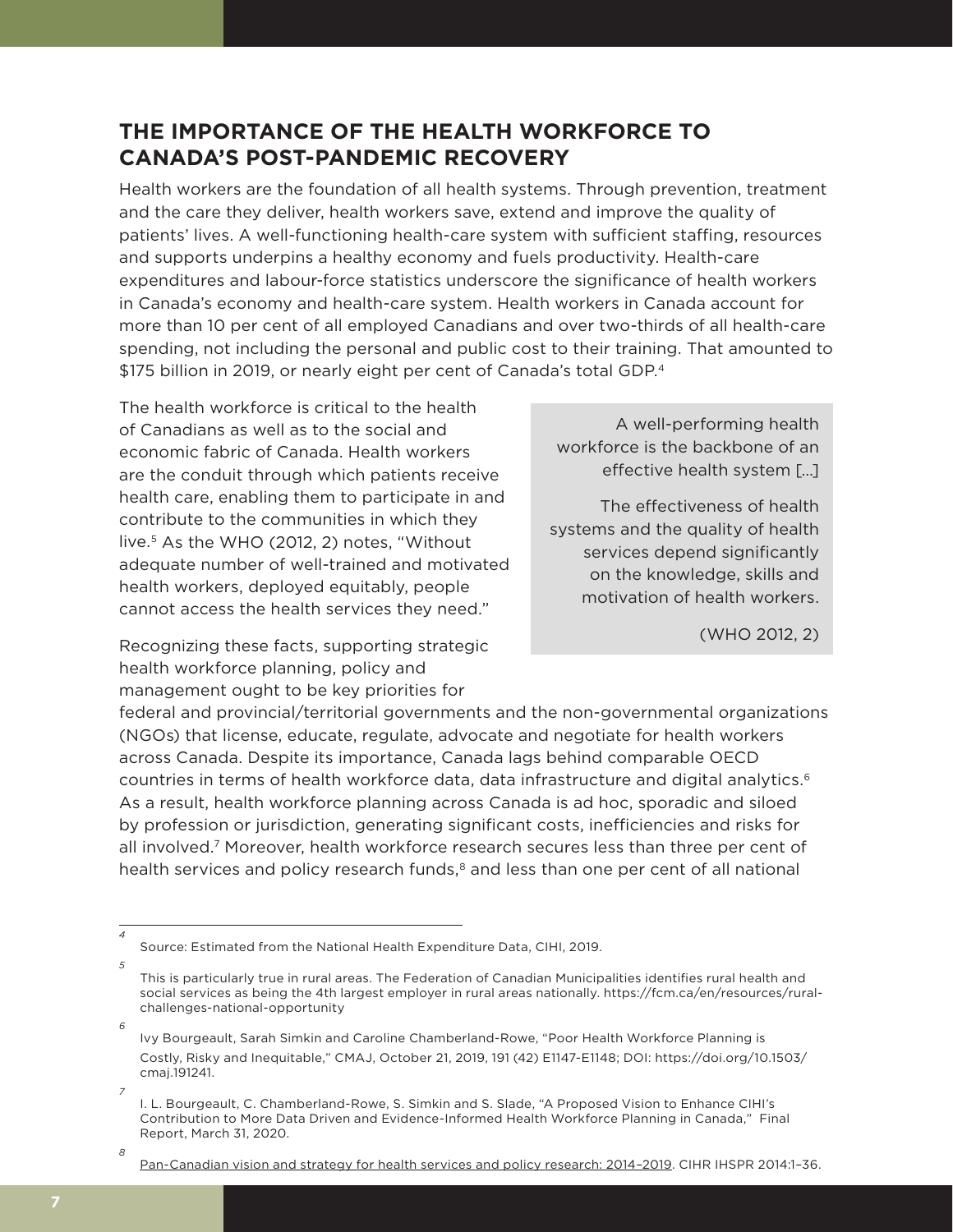## THE IMPORTANCE OF THE HEALTH WORKFORCE TO CANADA'S POST-PANDEMIC RECOVERY

Health workers are the foundation of all health systems. Through prevention, treatment and the care they deliver, health workers save, extend and improve the quality of patients' lives. A well-functioning health-care system with sufficient staffing, resources and supports underpins a healthy economy and fuels productivity. Health-care expenditures and labour-force statistics underscore the significance of health workers in Canada's economy and health-care system. Health workers in Canada account for more than 10 per cent of all employed Canadians and over two-thirds of all health-care spending, not including the personal and public cost to their training. That amounted to $175 billion in 2019, or nearly eight per cent of Canada's total GDP.[4]

The health workforce is critical to the health of Canadians as well as to the social and economic fabric of Canada. Health workers are the conduit through which patients receive health care, enabling them to participate in and contribute to the communities in which they live.[5] As the WHO (2012, 2) notes, "Without adequate number of well-trained and motivated health workers, deployed equitably, people cannot access the health services they need."

> A well-performing health workforce is the backbone of an effective health system [...]
>
> The effectiveness of health systems and the quality of health services depend significantly on the knowledge, skills and motivation of health workers.
>
> (WHO 2012, 2)

Recognizing these facts, supporting strategic health workforce planning, policy and management ought to be key priorities for federal and provincial/territorial governments and the non-governmental organizations (NGOs) that license, educate, regulate, advocate and negotiate for health workers across Canada. Despite its importance, Canada lags behind comparable OECD countries in terms of health workforce data, data infrastructure and digital analytics.[6] As a result, health workforce planning across Canada is ad hoc, sporadic and siloed by profession or jurisdiction, generating significant costs, inefficiencies and risks for all involved.[7] Moreover, health workforce research secures less than three per cent of health services and policy research funds,[8] and less than one per cent of all national

---

[4] Source: Estimated from the National Health Expenditure Data, CIHI, 2019.

[5] This is particularly true in rural areas. The Federation of Canadian Municipalities identifies rural health and social services as being the 4th largest employer in rural areas nationally. https://fcm.ca/en/resources/rural-challenges-national-opportunity

[6] Ivy Bourgeault, Sarah Simkin and Caroline Chamberland-Rowe, "Poor Health Workforce Planning is Costly, Risky and Inequitable," CMAJ, October 21, 2019, 191 (42) E1147-E1148; DOI: https://doi.org/10.1503/cmaj.191241.

[7] I. L. Bourgeault, C. Chamberland-Rowe, S. Simkin and S. Slade, "A Proposed Vision to Enhance CIHI's Contribution to More Data Driven and Evidence-Informed Health Workforce Planning in Canada," Final Report, March 31, 2020.

[8] Pan-Canadian vision and strategy for health services and policy research: 2014–2019. CIHR IHSPR 2014:1–36.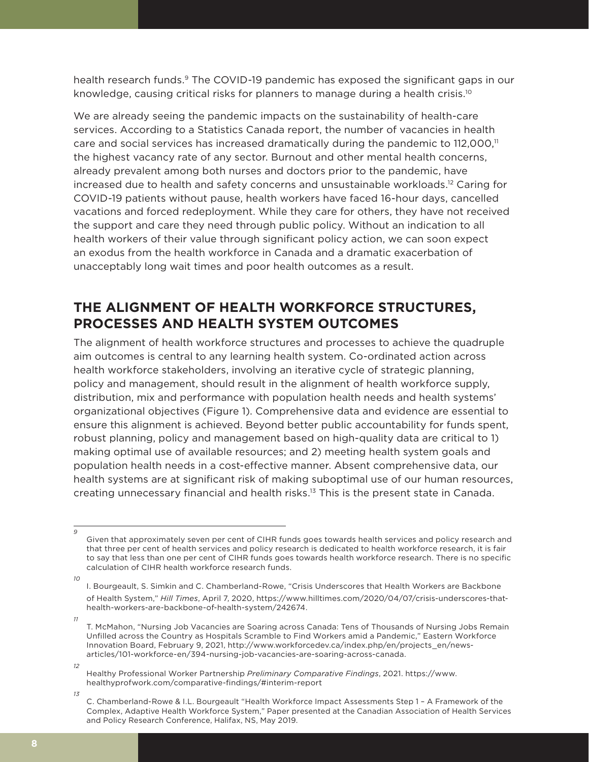health research funds.[9] The COVID-19 pandemic has exposed the significant gaps in our knowledge, causing critical risks for planners to manage during a health crisis.[10]

We are already seeing the pandemic impacts on the sustainability of health-care services. According to a Statistics Canada report, the number of vacancies in health care and social services has increased dramatically during the pandemic to 112,000,[11] the highest vacancy rate of any sector. Burnout and other mental health concerns, already prevalent among both nurses and doctors prior to the pandemic, have increased due to health and safety concerns and unsustainable workloads.[12] Caring for COVID-19 patients without pause, health workers have faced 16-hour days, cancelled vacations and forced redeployment. While they care for others, they have not received the support and care they need through public policy. Without an indication to all health workers of their value through significant policy action, we can soon expect an exodus from the health workforce in Canada and a dramatic exacerbation of unacceptably long wait times and poor health outcomes as a result.

## THE ALIGNMENT OF HEALTH WORKFORCE STRUCTURES, PROCESSES AND HEALTH SYSTEM OUTCOMES

The alignment of health workforce structures and processes to achieve the quadruple aim outcomes is central to any learning health system. Co-ordinated action across health workforce stakeholders, involving an iterative cycle of strategic planning, policy and management, should result in the alignment of health workforce supply, distribution, mix and performance with population health needs and health systems' organizational objectives (Figure 1). Comprehensive data and evidence are essential to ensure this alignment is achieved. Beyond better public accountability for funds spent, robust planning, policy and management based on high-quality data are critical to 1) making optimal use of available resources; and 2) meeting health system goals and population health needs in a cost-effective manner. Absent comprehensive data, our health systems are at significant risk of making suboptimal use of our human resources, creating unnecessary financial and health risks.[13] This is the present state in Canada.

---

[9] Given that approximately seven per cent of CIHR funds goes towards health services and policy research and that three per cent of health services and policy research is dedicated to health workforce research, it is fair to say that less than one per cent of CIHR funds goes towards health workforce research. There is no specific calculation of CIHR health workforce research funds.

[10] I. Bourgeault, S. Simkin and C. Chamberland-Rowe, "Crisis Underscores that Health Workers are Backbone of Health System," *Hill Times*, April 7, 2020, https://www.hilltimes.com/2020/04/07/crisis-underscores-that-health-workers-are-backbone-of-health-system/242674.

[11] T. McMahon, "Nursing Job Vacancies are Soaring across Canada: Tens of Thousands of Nursing Jobs Remain Unfilled across the Country as Hospitals Scramble to Find Workers amid a Pandemic," Eastern Workforce Innovation Board, February 9, 2021, http://www.workforcedev.ca/index.php/en/projects_en/news-articles/101-workforce-en/394-nursing-job-vacancies-are-soaring-across-canada.

[12] Healthy Professional Worker Partnership *Preliminary Comparative Findings*, 2021. https://www.healthyprofwork.com/comparative-findings/#interim-report

[13] C. Chamberland-Rowe & I.L. Bourgeault "Health Workforce Impact Assessments Step 1 – A Framework of the Complex, Adaptive Health Workforce System," Paper presented at the Canadian Association of Health Services and Policy Research Conference, Halifax, NS, May 2019.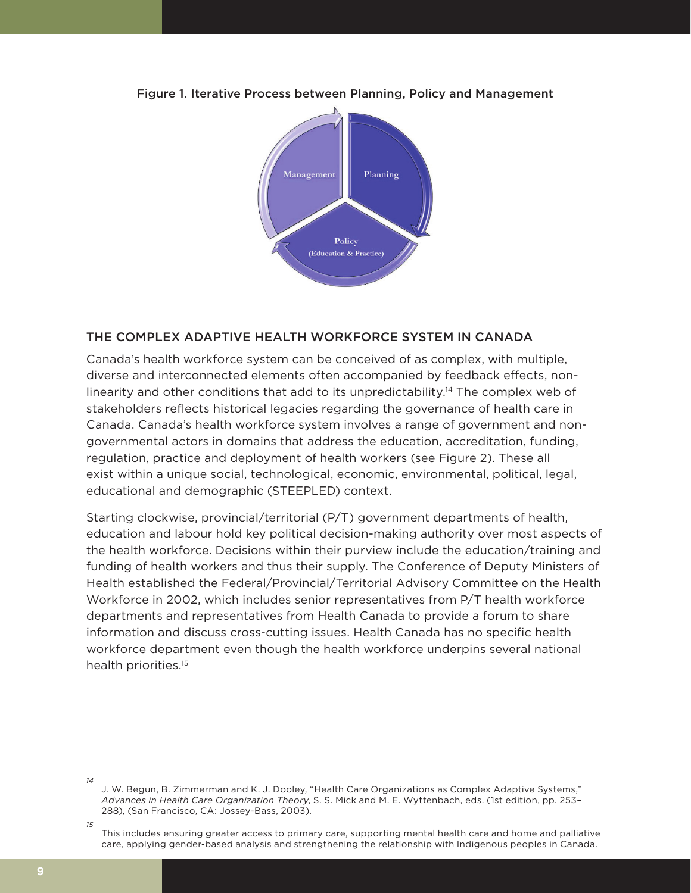Figure 1. Iterative Process between Planning, Policy and Management

## THE COMPLEX ADAPTIVE HEALTH WORKFORCE SYSTEM IN CANADA

Canada's health workforce system can be conceived of as complex, with multiple, diverse and interconnected elements often accompanied by feedback effects, non-linearity and other conditions that add to its unpredictability.[14] The complex web of stakeholders reflects historical legacies regarding the governance of health care in Canada. Canada's health workforce system involves a range of government and non-governmental actors in domains that address the education, accreditation, funding, regulation, practice and deployment of health workers (see Figure 2). These all exist within a unique social, technological, economic, environmental, political, legal, educational and demographic (STEEPLED) context.

Starting clockwise, provincial/territorial (P/T) government departments of health, education and labour hold key political decision-making authority over most aspects of the health workforce. Decisions within their purview include the education/training and funding of health workers and thus their supply. The Conference of Deputy Ministers of Health established the Federal/Provincial/Territorial Advisory Committee on the Health Workforce in 2002, which includes senior representatives from P/T health workforce departments and representatives from Health Canada to provide a forum to share information and discuss cross-cutting issues. Health Canada has no specific health workforce department even though the health workforce underpins several national health priorities.[15]

---

[14] J. W. Begun, B. Zimmerman and K. J. Dooley, "Health Care Organizations as Complex Adaptive Systems," *Advances in Health Care Organization Theory*, S. S. Mick and M. E. Wyttenbach, eds. (1st edition, pp. 253–288), (San Francisco, CA: Jossey-Bass, 2003).

[15] This includes ensuring greater access to primary care, supporting mental health care and home and palliative care, applying gender-based analysis and strengthening the relationship with Indigenous peoples in Canada.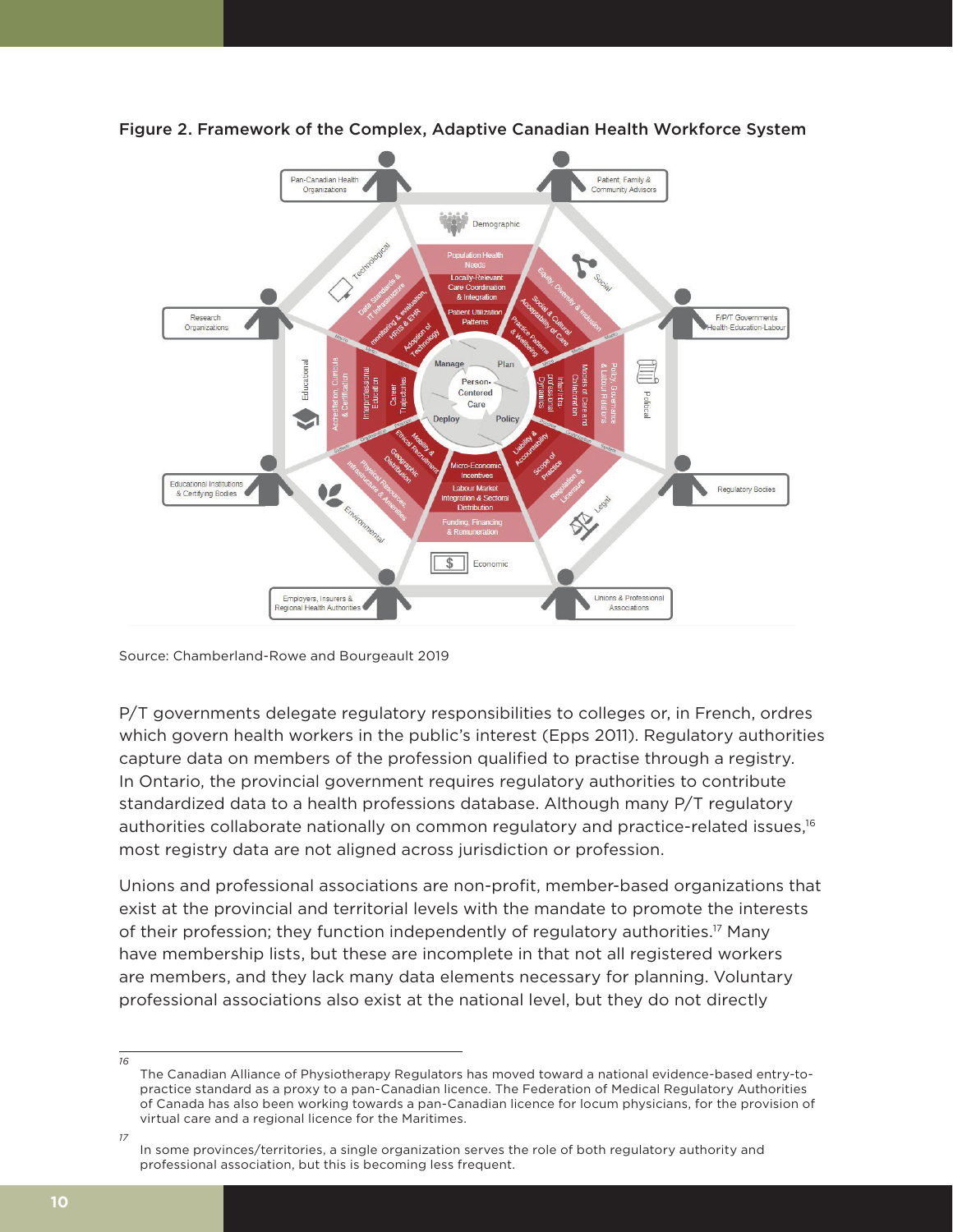Figure 2. Framework of the Complex, Adaptive Canadian Health Workforce System

Source: Chamberland-Rowe and Bourgeault 2019

P/T governments delegate regulatory responsibilities to colleges or, in French, ordres which govern health workers in the public's interest (Epps 2011). Regulatory authorities capture data on members of the profession qualified to practise through a registry. In Ontario, the provincial government requires regulatory authorities to contribute standardized data to a health professions database. Although many P/T regulatory authorities collaborate nationally on common regulatory and practice-related issues,[16] most registry data are not aligned across jurisdiction or profession.

Unions and professional associations are non-profit, member-based organizations that exist at the provincial and territorial levels with the mandate to promote the interests of their profession; they function independently of regulatory authorities.[17] Many have membership lists, but these are incomplete in that not all registered workers are members, and they lack many data elements necessary for planning. Voluntary professional associations also exist at the national level, but they do not directly

---

16 The Canadian Alliance of Physiotherapy Regulators has moved toward a national evidence-based entry-to-practice standard as a proxy to a pan-Canadian licence. The Federation of Medical Regulatory Authorities of Canada has also been working towards a pan-Canadian licence for locum physicians, for the provision of virtual care and a regional licence for the Maritimes.

17 In some provinces/territories, a single organization serves the role of both regulatory authority and professional association, but this is becoming less frequent.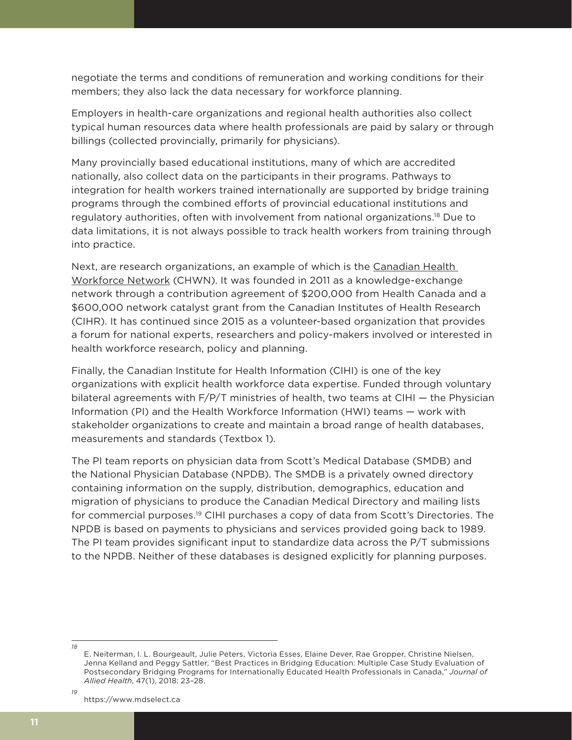negotiate the terms and conditions of remuneration and working conditions for their members; they also lack the data necessary for workforce planning.

Employers in health-care organizations and regional health authorities also collect typical human resources data where health professionals are paid by salary or through billings (collected provincially, primarily for physicians).

Many provincially based educational institutions, many of which are accredited nationally, also collect data on the participants in their programs. Pathways to integration for health workers trained internationally are supported by bridge training programs through the combined efforts of provincial educational institutions and regulatory authorities, often with involvement from national organizations.[18] Due to data limitations, it is not always possible to track health workers from training through into practice.

Next, are research organizations, an example of which is the Canadian Health Workforce Network (CHWN). It was founded in 2011 as a knowledge-exchange network through a contribution agreement of $200,000 from Health Canada and a $600,000 network catalyst grant from the Canadian Institutes of Health Research (CIHR). It has continued since 2015 as a volunteer-based organization that provides a forum for national experts, researchers and policy-makers involved or interested in health workforce research, policy and planning.

Finally, the Canadian Institute for Health Information (CIHI) is one of the key organizations with explicit health workforce data expertise. Funded through voluntary bilateral agreements with F/P/T ministries of health, two teams at CIHI — the Physician Information (PI) and the Health Workforce Information (HWI) teams — work with stakeholder organizations to create and maintain a broad range of health databases, measurements and standards (Textbox 1).

The PI team reports on physician data from Scott's Medical Database (SMDB) and the National Physician Database (NPDB). The SMDB is a privately owned directory containing information on the supply, distribution, demographics, education and migration of physicians to produce the Canadian Medical Directory and mailing lists for commercial purposes.[19] CIHI purchases a copy of data from Scott's Directories. The NPDB is based on payments to physicians and services provided going back to 1989. The PI team provides significant input to standardize data across the P/T submissions to the NPDB. Neither of these databases is designed explicitly for planning purposes.

---

[18] E. Neiterman, I. L. Bourgeault, Julie Peters, Victoria Esses, Elaine Dever, Rae Gropper, Christine Nielsen, Jenna Kelland and Peggy Sattler, "Best Practices in Bridging Education: Multiple Case Study Evaluation of Postsecondary Bridging Programs for Internationally Educated Health Professionals in Canada," *Journal of Allied Health*, 47(1), 2018: 23–28.

[19] https://www.mdselect.ca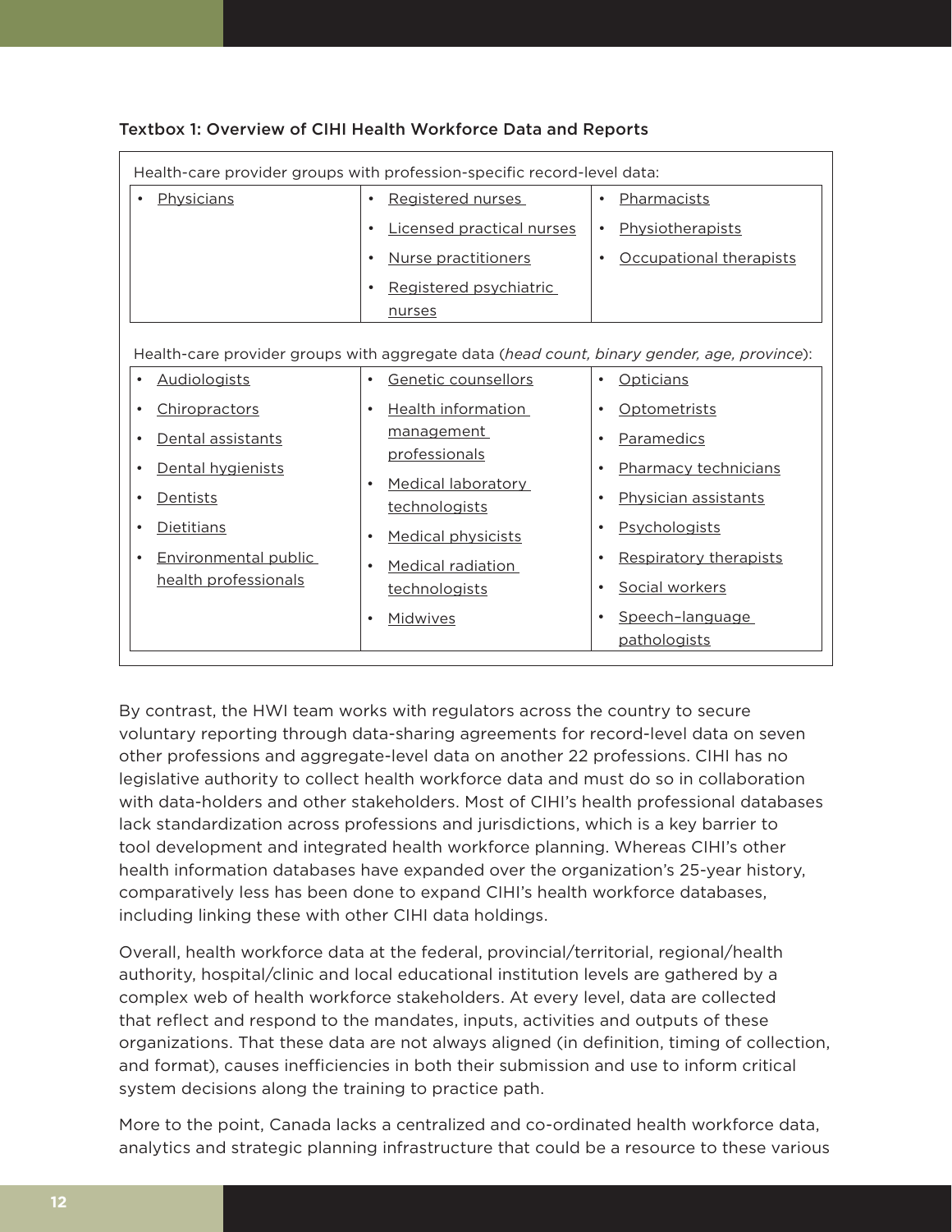Textbox 1: Overview of CIHI Health Workforce Data and Reports

Health-care provider groups with profession-specific record-level data:

| | | |
|---|---|---|
| • Physicians | • Registered nurses<br>• Licensed practical nurses<br>• Nurse practitioners<br>• Registered psychiatric nurses | • Pharmacists<br>• Physiotherapists<br>• Occupational therapists |

Health-care provider groups with aggregate data (*head count, binary gender, age, province*):

| | | |
|---|---|---|
| • Audiologists<br>• Chiropractors<br>• Dental assistants<br>• Dental hygienists<br>• Dentists<br>• Dietitians<br>• Environmental public health professionals | • Genetic counsellors<br>• Health information management professionals<br>• Medical laboratory technologists<br>• Medical physicists<br>• Medical radiation technologists<br>• Midwives | • Opticians<br>• Optometrists<br>• Paramedics<br>• Pharmacy technicians<br>• Physician assistants<br>• Psychologists<br>• Respiratory therapists<br>• Social workers<br>• Speech–language pathologists |

By contrast, the HWI team works with regulators across the country to secure voluntary reporting through data-sharing agreements for record-level data on seven other professions and aggregate-level data on another 22 professions. CIHI has no legislative authority to collect health workforce data and must do so in collaboration with data-holders and other stakeholders. Most of CIHI's health professional databases lack standardization across professions and jurisdictions, which is a key barrier to tool development and integrated health workforce planning. Whereas CIHI's other health information databases have expanded over the organization's 25-year history, comparatively less has been done to expand CIHI's health workforce databases, including linking these with other CIHI data holdings.

Overall, health workforce data at the federal, provincial/territorial, regional/health authority, hospital/clinic and local educational institution levels are gathered by a complex web of health workforce stakeholders. At every level, data are collected that reflect and respond to the mandates, inputs, activities and outputs of these organizations. That these data are not always aligned (in definition, timing of collection, and format), causes inefficiencies in both their submission and use to inform critical system decisions along the training to practice path.

More to the point, Canada lacks a centralized and co-ordinated health workforce data, analytics and strategic planning infrastructure that could be a resource to these various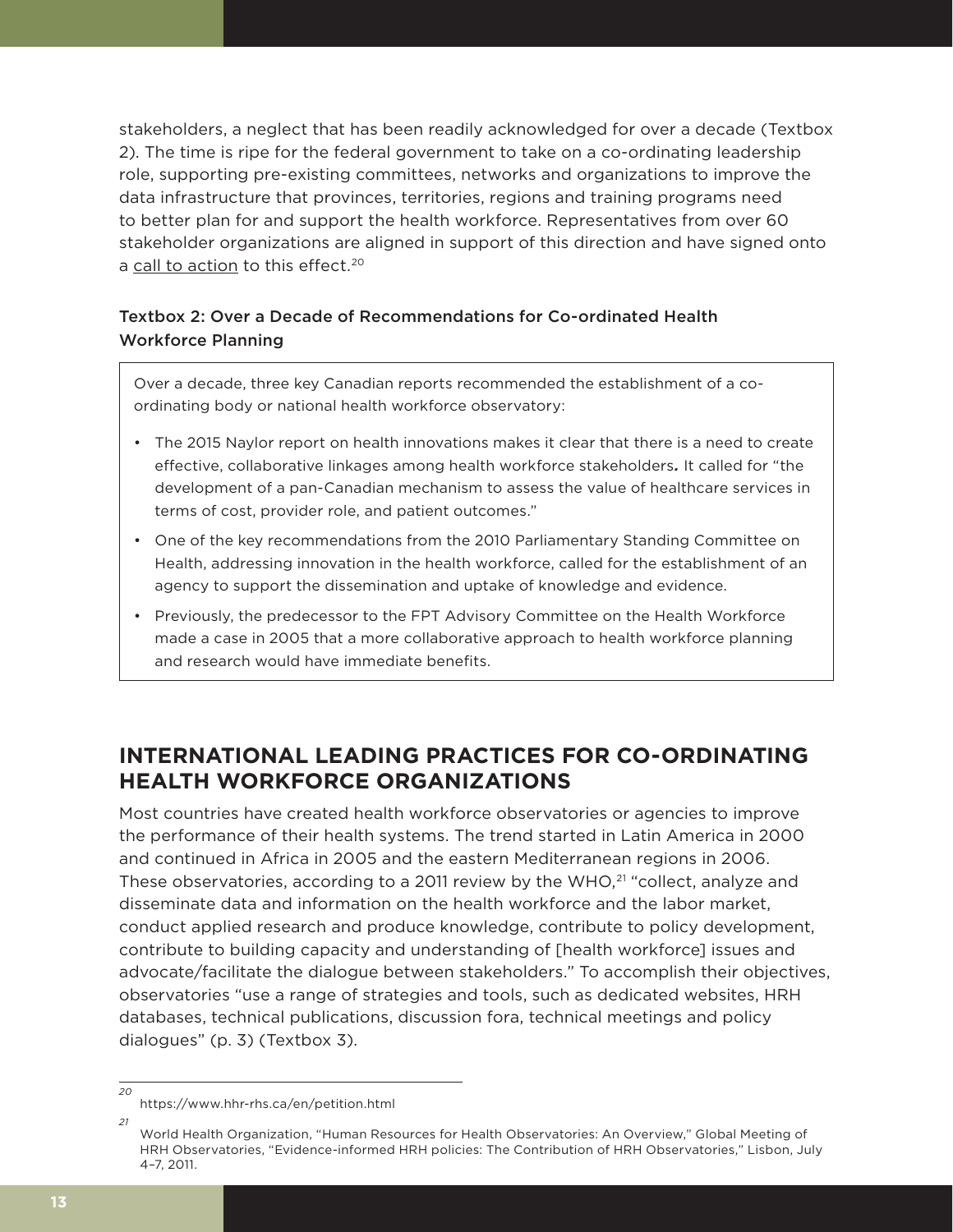stakeholders, a neglect that has been readily acknowledged for over a decade (Textbox 2). The time is ripe for the federal government to take on a co-ordinating leadership role, supporting pre-existing committees, networks and organizations to improve the data infrastructure that provinces, territories, regions and training programs need to better plan for and support the health workforce. Representatives from over 60 stakeholder organizations are aligned in support of this direction and have signed onto a call to action to this effect.[20]

### Textbox 2: Over a Decade of Recommendations for Co-ordinated Health Workforce Planning

Over a decade, three key Canadian reports recommended the establishment of a co-ordinating body or national health workforce observatory:

- The 2015 Naylor report on health innovations makes it clear that there is a need to create effective, collaborative linkages among health workforce stakeholders**.** It called for "the development of a pan-Canadian mechanism to assess the value of healthcare services in terms of cost, provider role, and patient outcomes."
- One of the key recommendations from the 2010 Parliamentary Standing Committee on Health, addressing innovation in the health workforce, called for the establishment of an agency to support the dissemination and uptake of knowledge and evidence.
- Previously, the predecessor to the FPT Advisory Committee on the Health Workforce made a case in 2005 that a more collaborative approach to health workforce planning and research would have immediate benefits.

## INTERNATIONAL LEADING PRACTICES FOR CO-ORDINATING HEALTH WORKFORCE ORGANIZATIONS

Most countries have created health workforce observatories or agencies to improve the performance of their health systems. The trend started in Latin America in 2000 and continued in Africa in 2005 and the eastern Mediterranean regions in 2006. These observatories, according to a 2011 review by the WHO,[21] "collect, analyze and disseminate data and information on the health workforce and the labor market, conduct applied research and produce knowledge, contribute to policy development, contribute to building capacity and understanding of [health workforce] issues and advocate/facilitate the dialogue between stakeholders." To accomplish their objectives, observatories "use a range of strategies and tools, such as dedicated websites, HRH databases, technical publications, discussion fora, technical meetings and policy dialogues" (p. 3) (Textbox 3).

---

[20] https://www.hhr-rhs.ca/en/petition.html

[21] World Health Organization, "Human Resources for Health Observatories: An Overview," Global Meeting of HRH Observatories, "Evidence-informed HRH policies: The Contribution of HRH Observatories," Lisbon, July 4–7, 2011.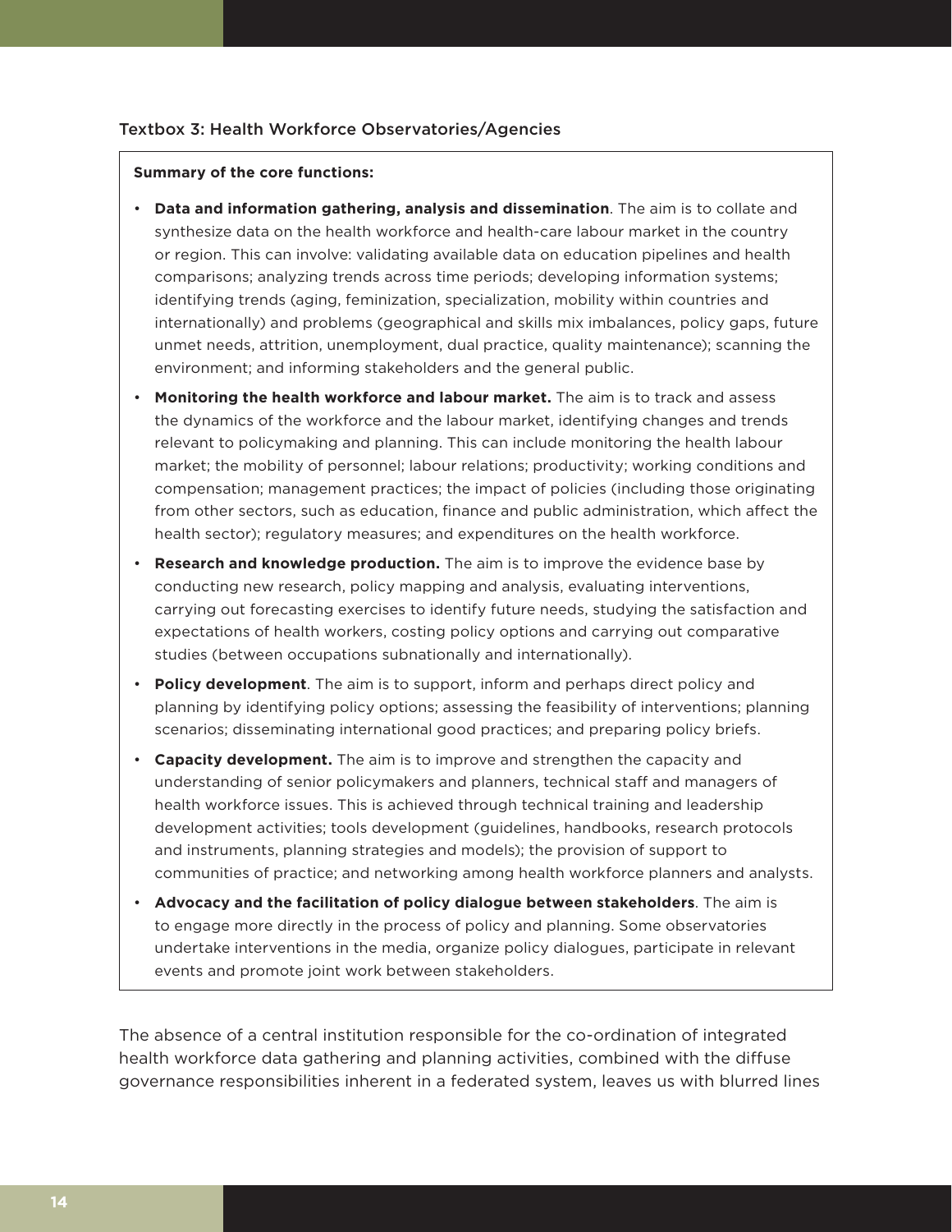Textbox 3: Health Workforce Observatories/Agencies

**Summary of the core functions:**

- **Data and information gathering, analysis and dissemination**. The aim is to collate and synthesize data on the health workforce and health-care labour market in the country or region. This can involve: validating available data on education pipelines and health comparisons; analyzing trends across time periods; developing information systems; identifying trends (aging, feminization, specialization, mobility within countries and internationally) and problems (geographical and skills mix imbalances, policy gaps, future unmet needs, attrition, unemployment, dual practice, quality maintenance); scanning the environment; and informing stakeholders and the general public.
- **Monitoring the health workforce and labour market.** The aim is to track and assess the dynamics of the workforce and the labour market, identifying changes and trends relevant to policymaking and planning. This can include monitoring the health labour market; the mobility of personnel; labour relations; productivity; working conditions and compensation; management practices; the impact of policies (including those originating from other sectors, such as education, finance and public administration, which affect the health sector); regulatory measures; and expenditures on the health workforce.
- **Research and knowledge production.** The aim is to improve the evidence base by conducting new research, policy mapping and analysis, evaluating interventions, carrying out forecasting exercises to identify future needs, studying the satisfaction and expectations of health workers, costing policy options and carrying out comparative studies (between occupations subnationally and internationally).
- **Policy development**. The aim is to support, inform and perhaps direct policy and planning by identifying policy options; assessing the feasibility of interventions; planning scenarios; disseminating international good practices; and preparing policy briefs.
- **Capacity development.** The aim is to improve and strengthen the capacity and understanding of senior policymakers and planners, technical staff and managers of health workforce issues. This is achieved through technical training and leadership development activities; tools development (guidelines, handbooks, research protocols and instruments, planning strategies and models); the provision of support to communities of practice; and networking among health workforce planners and analysts.
- **Advocacy and the facilitation of policy dialogue between stakeholders**. The aim is to engage more directly in the process of policy and planning. Some observatories undertake interventions in the media, organize policy dialogues, participate in relevant events and promote joint work between stakeholders.

The absence of a central institution responsible for the co-ordination of integrated health workforce data gathering and planning activities, combined with the diffuse governance responsibilities inherent in a federated system, leaves us with blurred lines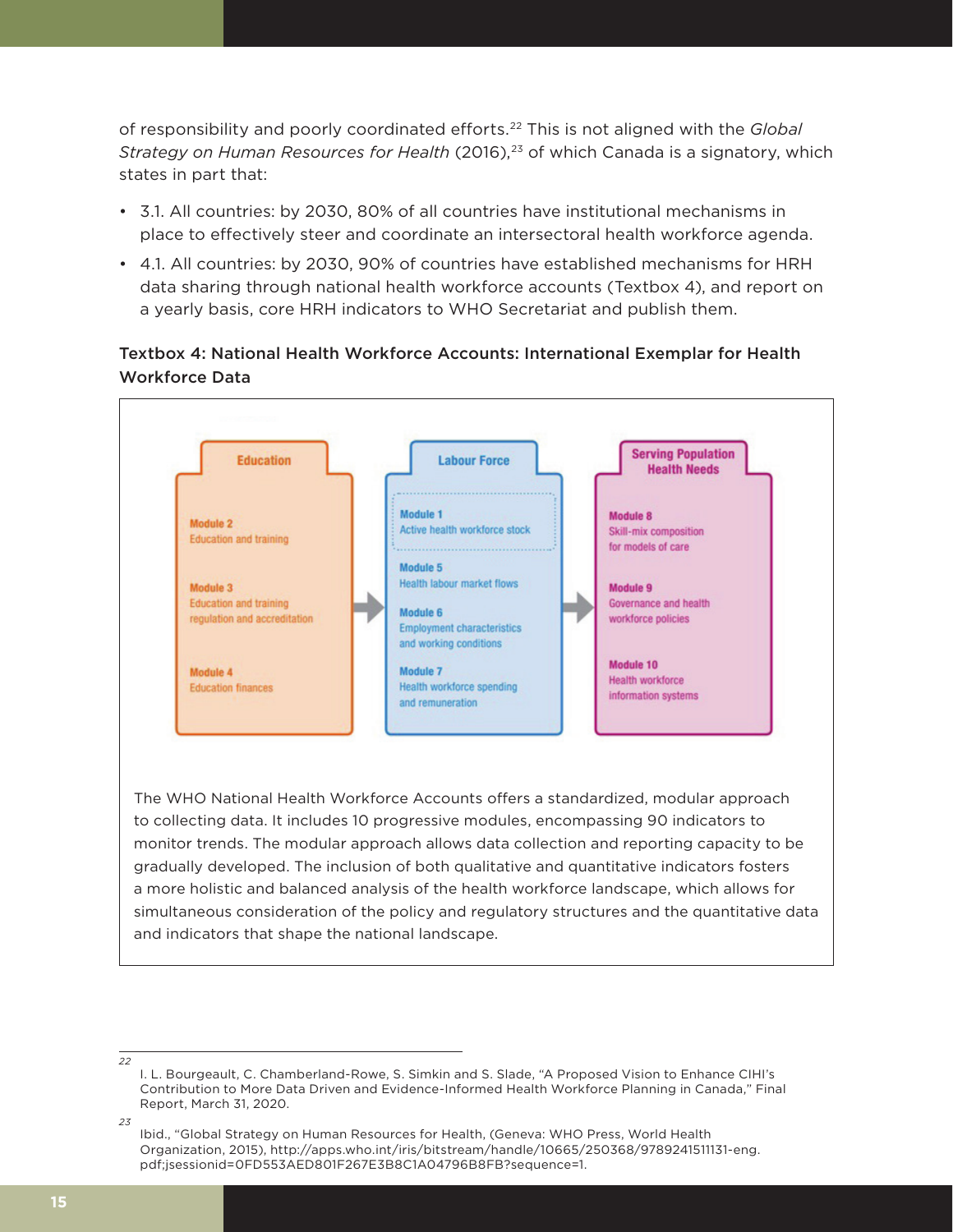of responsibility and poorly coordinated efforts.[22] This is not aligned with the *Global Strategy on Human Resources for Health* (2016),[23] of which Canada is a signatory, which states in part that:

- 3.1. All countries: by 2030, 80% of all countries have institutional mechanisms in place to effectively steer and coordinate an intersectoral health workforce agenda.
- 4.1. All countries: by 2030, 90% of countries have established mechanisms for HRH data sharing through national health workforce accounts (Textbox 4), and report on a yearly basis, core HRH indicators to WHO Secretariat and publish them.

**Textbox 4: National Health Workforce Accounts: International Exemplar for Health Workforce Data**

| Education | Labour Force | Serving Population Health Needs |
|---|---|---|
| **Module 2** Education and training | **Module 1** Active health workforce stock | **Module 8** Skill-mix composition for models of care |
| **Module 3** Education and training regulation and accreditation | **Module 5** Health labour market flows | **Module 9** Governance and health workforce policies |
| **Module 4** Education finances | **Module 6** Employment characteristics and working conditions | **Module 10** Health workforce information systems |
| | **Module 7** Health workforce spending and remuneration | |

The WHO National Health Workforce Accounts offers a standardized, modular approach to collecting data. It includes 10 progressive modules, encompassing 90 indicators to monitor trends. The modular approach allows data collection and reporting capacity to be gradually developed. The inclusion of both qualitative and quantitative indicators fosters a more holistic and balanced analysis of the health workforce landscape, which allows for simultaneous consideration of the policy and regulatory structures and the quantitative data and indicators that shape the national landscape.

---

22 I. L. Bourgeault, C. Chamberland-Rowe, S. Simkin and S. Slade, "A Proposed Vision to Enhance CIHI's Contribution to More Data Driven and Evidence-Informed Health Workforce Planning in Canada," Final Report, March 31, 2020.

23 Ibid., "Global Strategy on Human Resources for Health, (Geneva: WHO Press, World Health Organization, 2015), http://apps.who.int/iris/bitstream/handle/10665/250368/9789241511131-eng.pdf;jsessionid=0FD553AED801F267E3B8C1A04796B8FB?sequence=1.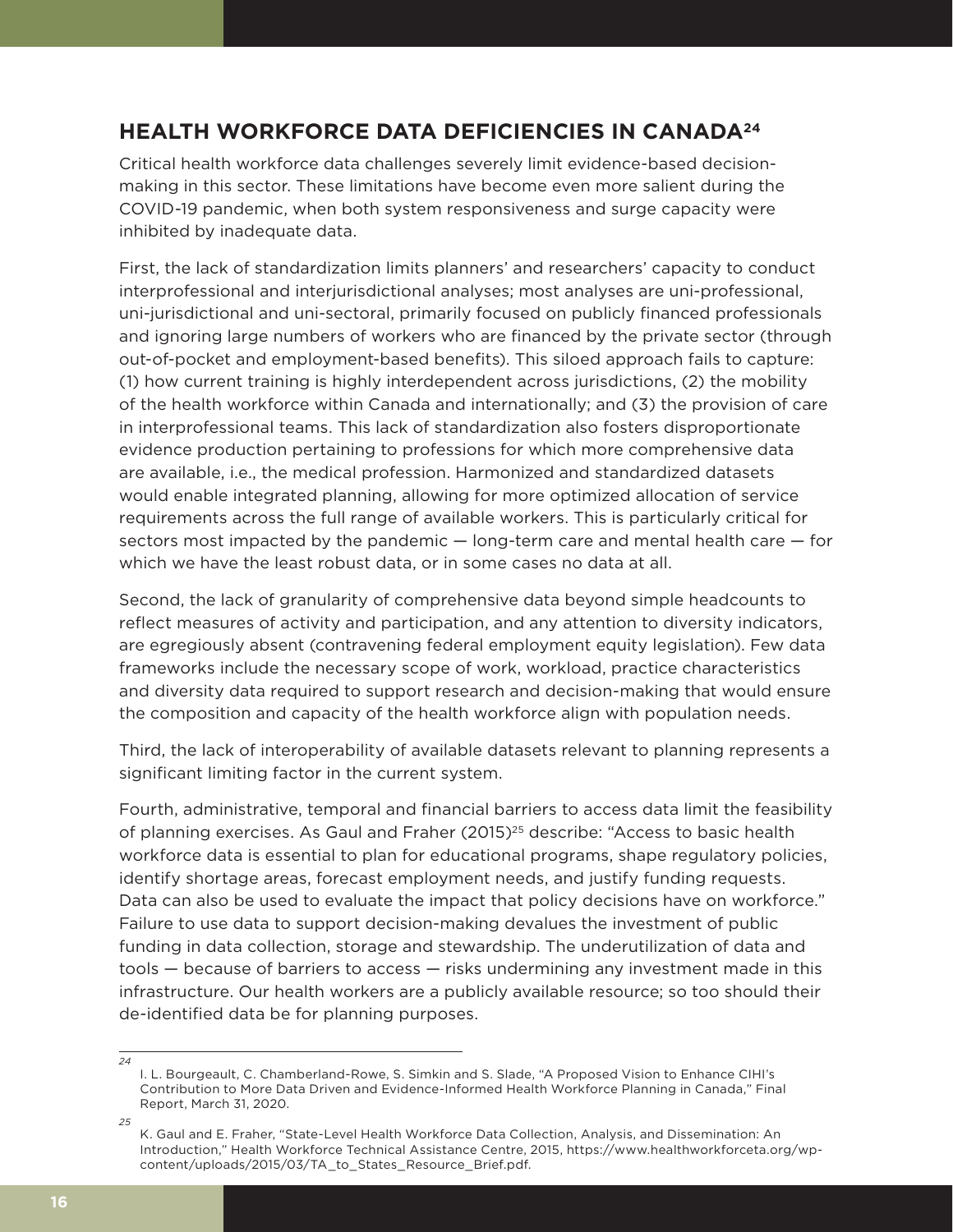## HEALTH WORKFORCE DATA DEFICIENCIES IN CANADA[24]

Critical health workforce data challenges severely limit evidence-based decision-making in this sector. These limitations have become even more salient during the COVID-19 pandemic, when both system responsiveness and surge capacity were inhibited by inadequate data.

First, the lack of standardization limits planners' and researchers' capacity to conduct interprofessional and interjurisdictional analyses; most analyses are uni-professional, uni-jurisdictional and uni-sectoral, primarily focused on publicly financed professionals and ignoring large numbers of workers who are financed by the private sector (through out-of-pocket and employment-based benefits). This siloed approach fails to capture: (1) how current training is highly interdependent across jurisdictions, (2) the mobility of the health workforce within Canada and internationally; and (3) the provision of care in interprofessional teams. This lack of standardization also fosters disproportionate evidence production pertaining to professions for which more comprehensive data are available, i.e., the medical profession. Harmonized and standardized datasets would enable integrated planning, allowing for more optimized allocation of service requirements across the full range of available workers. This is particularly critical for sectors most impacted by the pandemic — long-term care and mental health care — for which we have the least robust data, or in some cases no data at all.

Second, the lack of granularity of comprehensive data beyond simple headcounts to reflect measures of activity and participation, and any attention to diversity indicators, are egregiously absent (contravening federal employment equity legislation). Few data frameworks include the necessary scope of work, workload, practice characteristics and diversity data required to support research and decision-making that would ensure the composition and capacity of the health workforce align with population needs.

Third, the lack of interoperability of available datasets relevant to planning represents a significant limiting factor in the current system.

Fourth, administrative, temporal and financial barriers to access data limit the feasibility of planning exercises. As Gaul and Fraher (2015)[25] describe: "Access to basic health workforce data is essential to plan for educational programs, shape regulatory policies, identify shortage areas, forecast employment needs, and justify funding requests. Data can also be used to evaluate the impact that policy decisions have on workforce." Failure to use data to support decision-making devalues the investment of public funding in data collection, storage and stewardship. The underutilization of data and tools — because of barriers to access — risks undermining any investment made in this infrastructure. Our health workers are a publicly available resource; so too should their de-identified data be for planning purposes.

---

24 I. L. Bourgeault, C. Chamberland-Rowe, S. Simkin and S. Slade, "A Proposed Vision to Enhance CIHI's Contribution to More Data Driven and Evidence-Informed Health Workforce Planning in Canada," Final Report, March 31, 2020.

25 K. Gaul and E. Fraher, "State-Level Health Workforce Data Collection, Analysis, and Dissemination: An Introduction," Health Workforce Technical Assistance Centre, 2015, https://www.healthworkforceta.org/wp-content/uploads/2015/03/TA_to_States_Resource_Brief.pdf.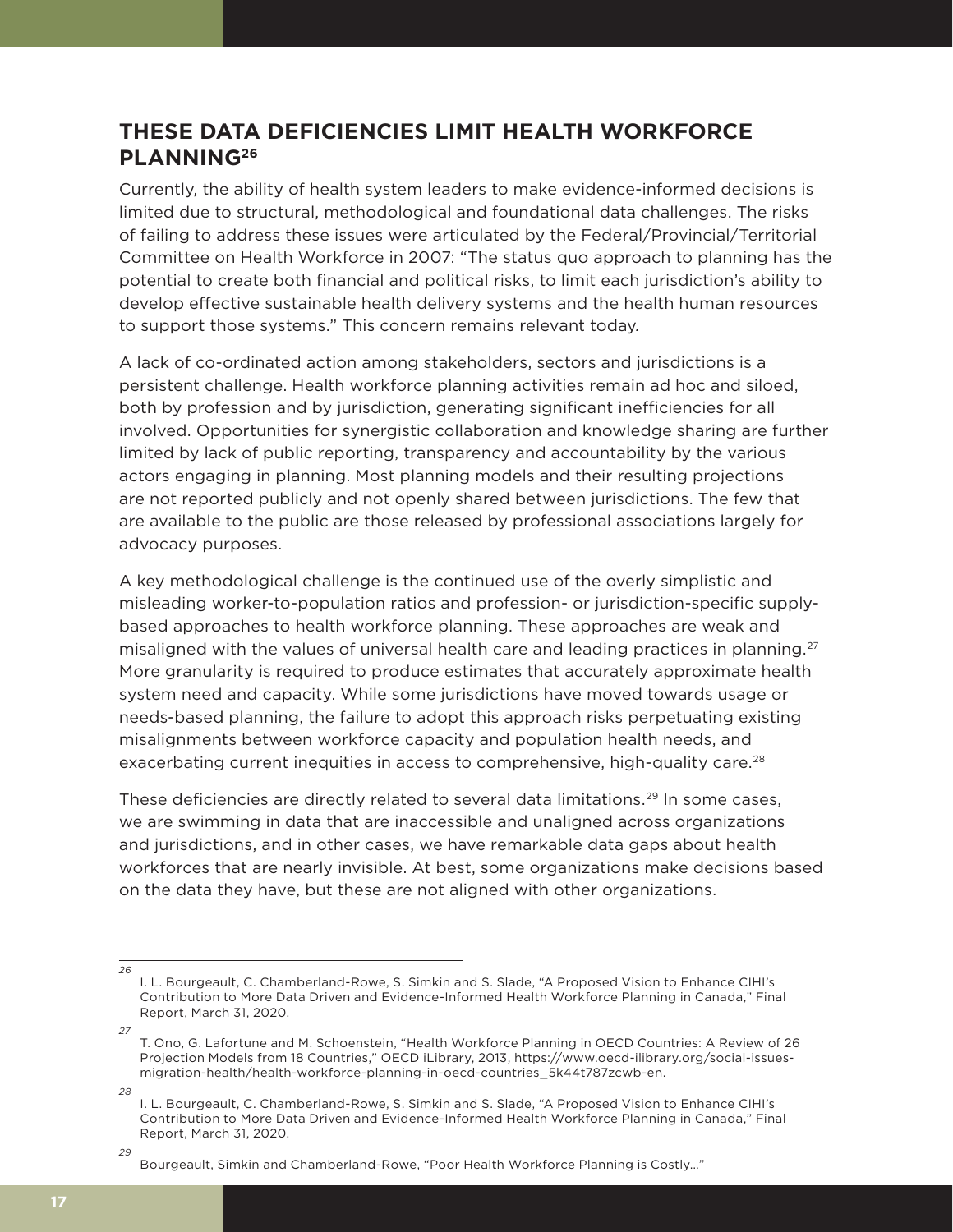## THESE DATA DEFICIENCIES LIMIT HEALTH WORKFORCE PLANNING[26]

Currently, the ability of health system leaders to make evidence-informed decisions is limited due to structural, methodological and foundational data challenges. The risks of failing to address these issues were articulated by the Federal/Provincial/Territorial Committee on Health Workforce in 2007: "The status quo approach to planning has the potential to create both financial and political risks, to limit each jurisdiction's ability to develop effective sustainable health delivery systems and the health human resources to support those systems." This concern remains relevant today.

A lack of co-ordinated action among stakeholders, sectors and jurisdictions is a persistent challenge. Health workforce planning activities remain ad hoc and siloed, both by profession and by jurisdiction, generating significant inefficiencies for all involved. Opportunities for synergistic collaboration and knowledge sharing are further limited by lack of public reporting, transparency and accountability by the various actors engaging in planning. Most planning models and their resulting projections are not reported publicly and not openly shared between jurisdictions. The few that are available to the public are those released by professional associations largely for advocacy purposes.

A key methodological challenge is the continued use of the overly simplistic and misleading worker-to-population ratios and profession- or jurisdiction-specific supply-based approaches to health workforce planning. These approaches are weak and misaligned with the values of universal health care and leading practices in planning.[27] More granularity is required to produce estimates that accurately approximate health system need and capacity. While some jurisdictions have moved towards usage or needs-based planning, the failure to adopt this approach risks perpetuating existing misalignments between workforce capacity and population health needs, and exacerbating current inequities in access to comprehensive, high-quality care.[28]

These deficiencies are directly related to several data limitations.[29] In some cases, we are swimming in data that are inaccessible and unaligned across organizations and jurisdictions, and in other cases, we have remarkable data gaps about health workforces that are nearly invisible. At best, some organizations make decisions based on the data they have, but these are not aligned with other organizations.

---

26 I. L. Bourgeault, C. Chamberland-Rowe, S. Simkin and S. Slade, "A Proposed Vision to Enhance CIHI's Contribution to More Data Driven and Evidence-Informed Health Workforce Planning in Canada," Final Report, March 31, 2020.

27 T. Ono, G. Lafortune and M. Schoenstein, "Health Workforce Planning in OECD Countries: A Review of 26 Projection Models from 18 Countries," OECD iLibrary, 2013, https://www.oecd-ilibrary.org/social-issues-migration-health/health-workforce-planning-in-oecd-countries_5k44t787zcwb-en.

28 I. L. Bourgeault, C. Chamberland-Rowe, S. Simkin and S. Slade, "A Proposed Vision to Enhance CIHI's Contribution to More Data Driven and Evidence-Informed Health Workforce Planning in Canada," Final Report, March 31, 2020.

29 Bourgeault, Simkin and Chamberland-Rowe, "Poor Health Workforce Planning is Costly..."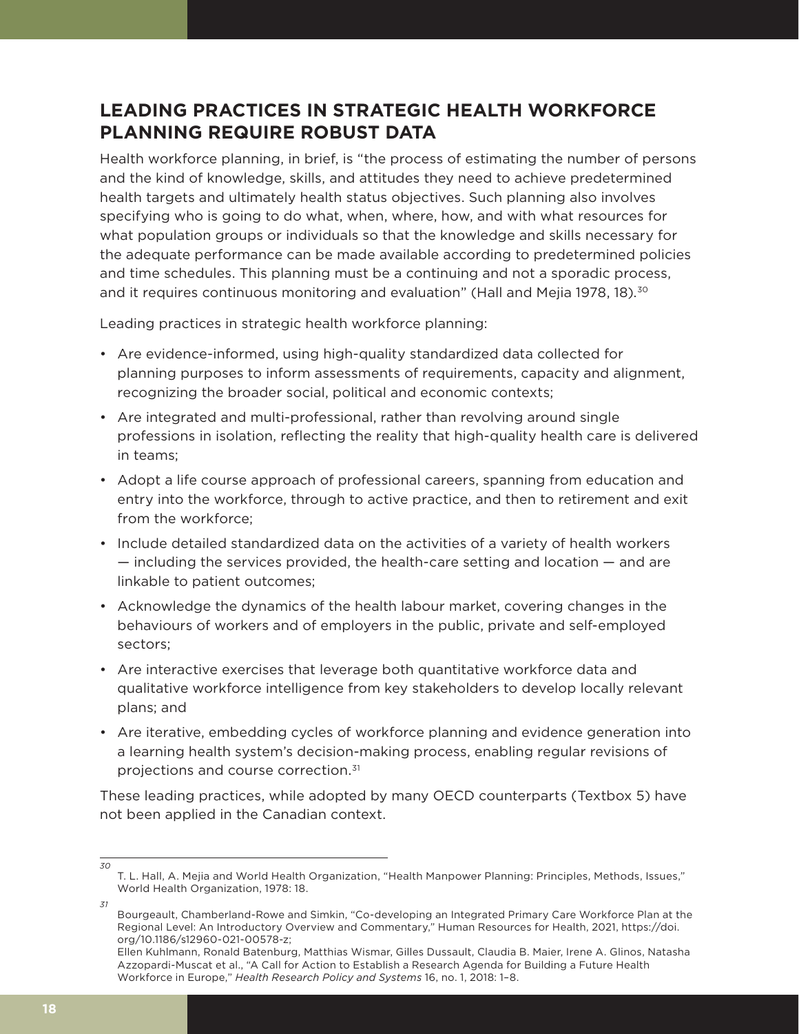## LEADING PRACTICES IN STRATEGIC HEALTH WORKFORCE PLANNING REQUIRE ROBUST DATA

Health workforce planning, in brief, is "the process of estimating the number of persons and the kind of knowledge, skills, and attitudes they need to achieve predetermined health targets and ultimately health status objectives. Such planning also involves specifying who is going to do what, when, where, how, and with what resources for what population groups or individuals so that the knowledge and skills necessary for the adequate performance can be made available according to predetermined policies and time schedules. This planning must be a continuing and not a sporadic process, and it requires continuous monitoring and evaluation" (Hall and Mejia 1978, 18).[30]

Leading practices in strategic health workforce planning:

- Are evidence-informed, using high-quality standardized data collected for planning purposes to inform assessments of requirements, capacity and alignment, recognizing the broader social, political and economic contexts;
- Are integrated and multi-professional, rather than revolving around single professions in isolation, reflecting the reality that high-quality health care is delivered in teams;
- Adopt a life course approach of professional careers, spanning from education and entry into the workforce, through to active practice, and then to retirement and exit from the workforce;
- Include detailed standardized data on the activities of a variety of health workers — including the services provided, the health-care setting and location — and are linkable to patient outcomes;
- Acknowledge the dynamics of the health labour market, covering changes in the behaviours of workers and of employers in the public, private and self-employed sectors;
- Are interactive exercises that leverage both quantitative workforce data and qualitative workforce intelligence from key stakeholders to develop locally relevant plans; and
- Are iterative, embedding cycles of workforce planning and evidence generation into a learning health system's decision-making process, enabling regular revisions of projections and course correction.[31]

These leading practices, while adopted by many OECD counterparts (Textbox 5) have not been applied in the Canadian context.

---

*30* T. L. Hall, A. Mejia and World Health Organization, "Health Manpower Planning: Principles, Methods, Issues," World Health Organization, 1978: 18.

*31* Bourgeault, Chamberland-Rowe and Simkin, "Co-developing an Integrated Primary Care Workforce Plan at the Regional Level: An Introductory Overview and Commentary," Human Resources for Health, 2021, https://doi.org/10.1186/s12960-021-00578-z;
Ellen Kuhlmann, Ronald Batenburg, Matthias Wismar, Gilles Dussault, Claudia B. Maier, Irene A. Glinos, Natasha Azzopardi-Muscat et al., "A Call for Action to Establish a Research Agenda for Building a Future Health Workforce in Europe," *Health Research Policy and Systems* 16, no. 1, 2018: 1–8.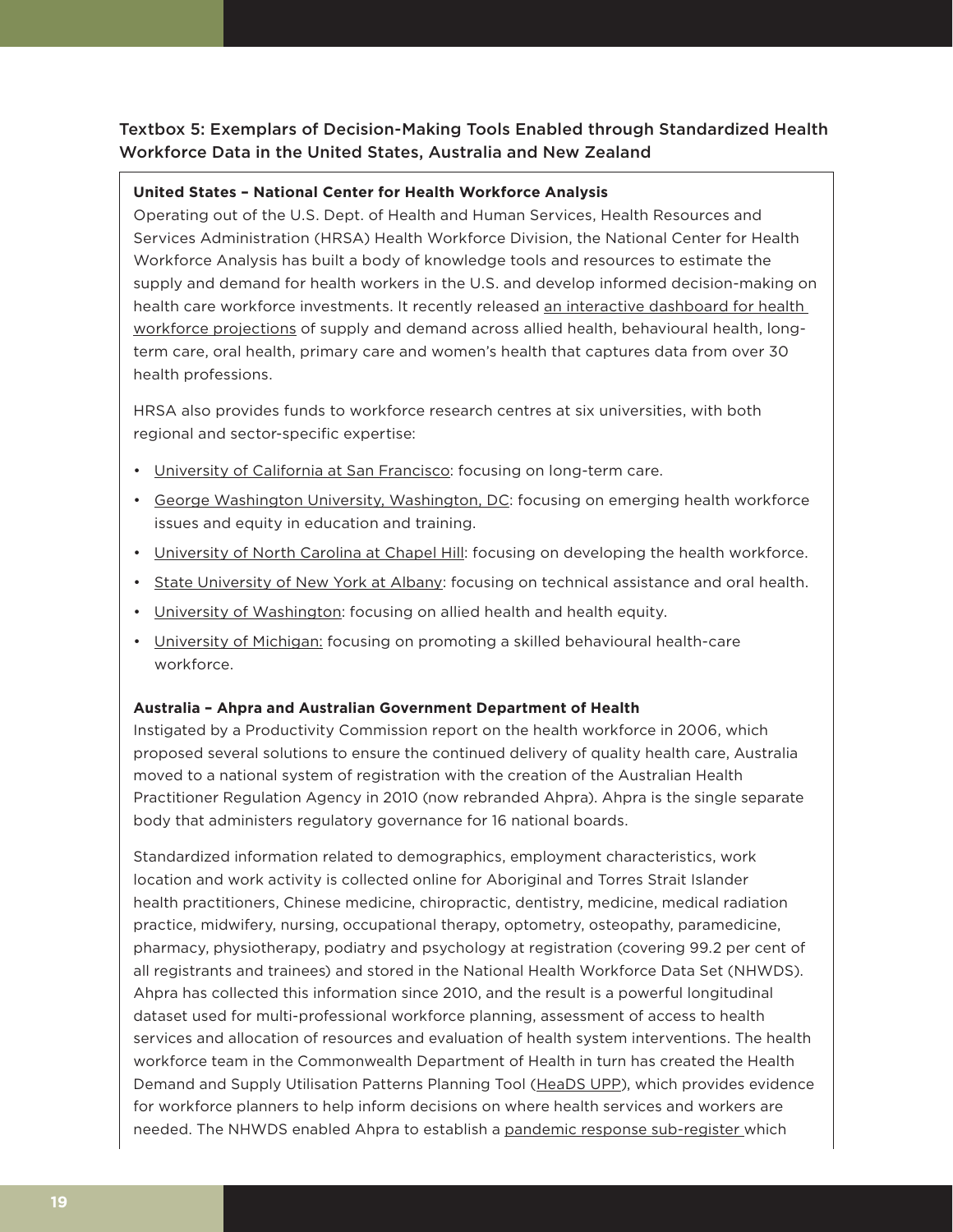### Textbox 5: Exemplars of Decision-Making Tools Enabled through Standardized Health Workforce Data in the United States, Australia and New Zealand

**United States – National Center for Health Workforce Analysis**

Operating out of the U.S. Dept. of Health and Human Services, Health Resources and Services Administration (HRSA) Health Workforce Division, the National Center for Health Workforce Analysis has built a body of knowledge tools and resources to estimate the supply and demand for health workers in the U.S. and develop informed decision-making on health care workforce investments. It recently released an interactive dashboard for health workforce projections of supply and demand across allied health, behavioural health, long-term care, oral health, primary care and women's health that captures data from over 30 health professions.

HRSA also provides funds to workforce research centres at six universities, with both regional and sector-specific expertise:

- University of California at San Francisco: focusing on long-term care.
- George Washington University, Washington, DC: focusing on emerging health workforce issues and equity in education and training.
- University of North Carolina at Chapel Hill: focusing on developing the health workforce.
- State University of New York at Albany: focusing on technical assistance and oral health.
- University of Washington: focusing on allied health and health equity.
- University of Michigan: focusing on promoting a skilled behavioural health-care workforce.

**Australia – Ahpra and Australian Government Department of Health**

Instigated by a Productivity Commission report on the health workforce in 2006, which proposed several solutions to ensure the continued delivery of quality health care, Australia moved to a national system of registration with the creation of the Australian Health Practitioner Regulation Agency in 2010 (now rebranded Ahpra). Ahpra is the single separate body that administers regulatory governance for 16 national boards.

Standardized information related to demographics, employment characteristics, work location and work activity is collected online for Aboriginal and Torres Strait Islander health practitioners, Chinese medicine, chiropractic, dentistry, medicine, medical radiation practice, midwifery, nursing, occupational therapy, optometry, osteopathy, paramedicine, pharmacy, physiotherapy, podiatry and psychology at registration (covering 99.2 per cent of all registrants and trainees) and stored in the National Health Workforce Data Set (NHWDS). Ahpra has collected this information since 2010, and the result is a powerful longitudinal dataset used for multi-professional workforce planning, assessment of access to health services and allocation of resources and evaluation of health system interventions. The health workforce team in the Commonwealth Department of Health in turn has created the Health Demand and Supply Utilisation Patterns Planning Tool (HeaDS UPP), which provides evidence for workforce planners to help inform decisions on where health services and workers are needed. The NHWDS enabled Ahpra to establish a pandemic response sub-register which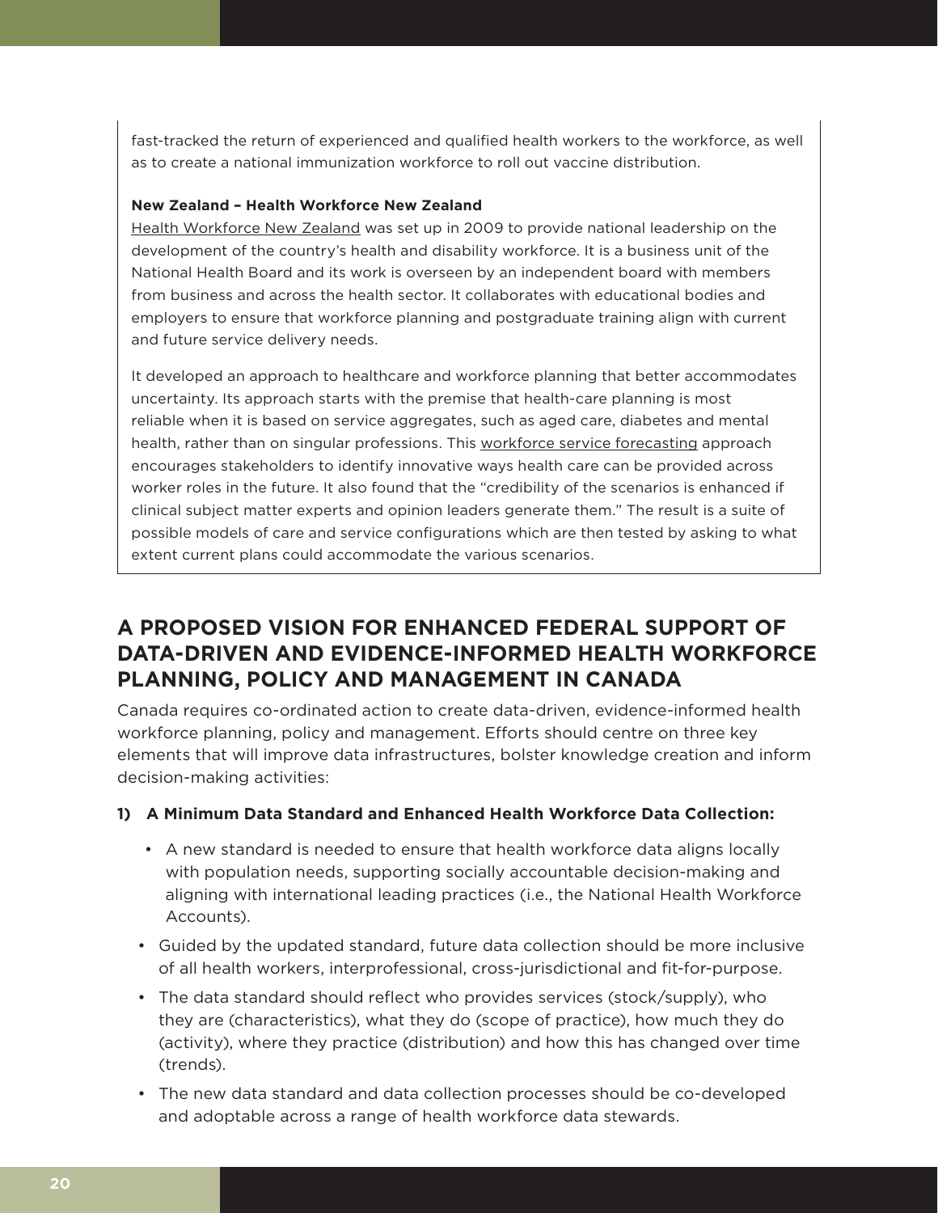fast-tracked the return of experienced and qualified health workers to the workforce, as well as to create a national immunization workforce to roll out vaccine distribution.

**New Zealand – Health Workforce New Zealand**

Health Workforce New Zealand was set up in 2009 to provide national leadership on the development of the country's health and disability workforce. It is a business unit of the National Health Board and its work is overseen by an independent board with members from business and across the health sector. It collaborates with educational bodies and employers to ensure that workforce planning and postgraduate training align with current and future service delivery needs.

It developed an approach to healthcare and workforce planning that better accommodates uncertainty. Its approach starts with the premise that health-care planning is most reliable when it is based on service aggregates, such as aged care, diabetes and mental health, rather than on singular professions. This workforce service forecasting approach encourages stakeholders to identify innovative ways health care can be provided across worker roles in the future. It also found that the "credibility of the scenarios is enhanced if clinical subject matter experts and opinion leaders generate them." The result is a suite of possible models of care and service configurations which are then tested by asking to what extent current plans could accommodate the various scenarios.

## A PROPOSED VISION FOR ENHANCED FEDERAL SUPPORT OF DATA-DRIVEN AND EVIDENCE-INFORMED HEALTH WORKFORCE PLANNING, POLICY AND MANAGEMENT IN CANADA

Canada requires co-ordinated action to create data-driven, evidence-informed health workforce planning, policy and management. Efforts should centre on three key elements that will improve data infrastructures, bolster knowledge creation and inform decision-making activities:

**1) A Minimum Data Standard and Enhanced Health Workforce Data Collection:**

- A new standard is needed to ensure that health workforce data aligns locally with population needs, supporting socially accountable decision-making and aligning with international leading practices (i.e., the National Health Workforce Accounts).
- Guided by the updated standard, future data collection should be more inclusive of all health workers, interprofessional, cross-jurisdictional and fit-for-purpose.
- The data standard should reflect who provides services (stock/supply), who they are (characteristics), what they do (scope of practice), how much they do (activity), where they practice (distribution) and how this has changed over time (trends).
- The new data standard and data collection processes should be co-developed and adoptable across a range of health workforce data stewards.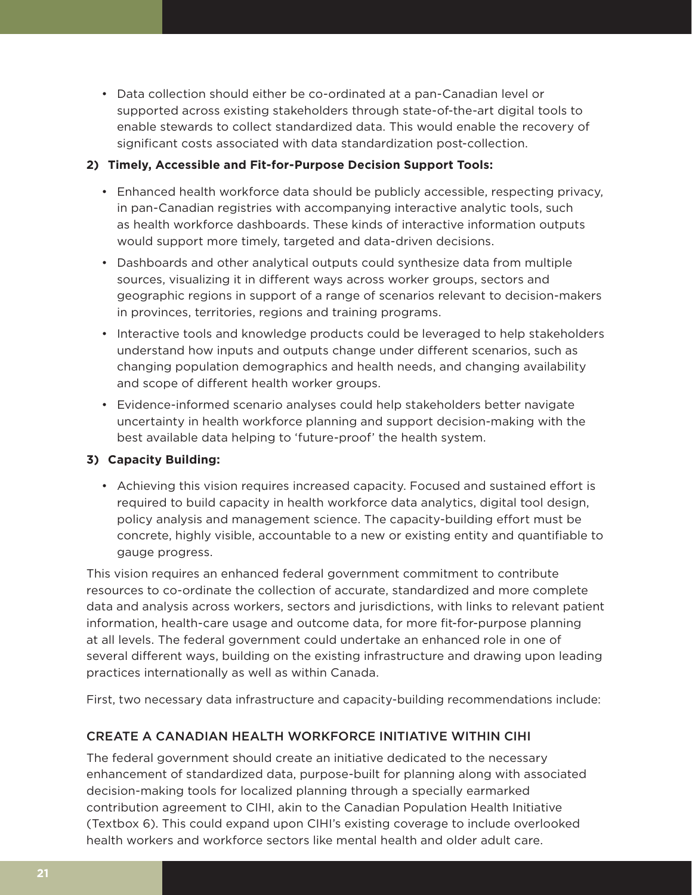- Data collection should either be co-ordinated at a pan-Canadian level or supported across existing stakeholders through state-of-the-art digital tools to enable stewards to collect standardized data. This would enable the recovery of significant costs associated with data standardization post-collection.

**2) Timely, Accessible and Fit-for-Purpose Decision Support Tools:**

- Enhanced health workforce data should be publicly accessible, respecting privacy, in pan-Canadian registries with accompanying interactive analytic tools, such as health workforce dashboards. These kinds of interactive information outputs would support more timely, targeted and data-driven decisions.
- Dashboards and other analytical outputs could synthesize data from multiple sources, visualizing it in different ways across worker groups, sectors and geographic regions in support of a range of scenarios relevant to decision-makers in provinces, territories, regions and training programs.
- Interactive tools and knowledge products could be leveraged to help stakeholders understand how inputs and outputs change under different scenarios, such as changing population demographics and health needs, and changing availability and scope of different health worker groups.
- Evidence-informed scenario analyses could help stakeholders better navigate uncertainty in health workforce planning and support decision-making with the best available data helping to 'future-proof' the health system.

**3) Capacity Building:**

- Achieving this vision requires increased capacity. Focused and sustained effort is required to build capacity in health workforce data analytics, digital tool design, policy analysis and management science. The capacity-building effort must be concrete, highly visible, accountable to a new or existing entity and quantifiable to gauge progress.

This vision requires an enhanced federal government commitment to contribute resources to co-ordinate the collection of accurate, standardized and more complete data and analysis across workers, sectors and jurisdictions, with links to relevant patient information, health-care usage and outcome data, for more fit-for-purpose planning at all levels. The federal government could undertake an enhanced role in one of several different ways, building on the existing infrastructure and drawing upon leading practices internationally as well as within Canada.

First, two necessary data infrastructure and capacity-building recommendations include:

## CREATE A CANADIAN HEALTH WORKFORCE INITIATIVE WITHIN CIHI

The federal government should create an initiative dedicated to the necessary enhancement of standardized data, purpose-built for planning along with associated decision-making tools for localized planning through a specially earmarked contribution agreement to CIHI, akin to the Canadian Population Health Initiative (Textbox 6). This could expand upon CIHI's existing coverage to include overlooked health workers and workforce sectors like mental health and older adult care.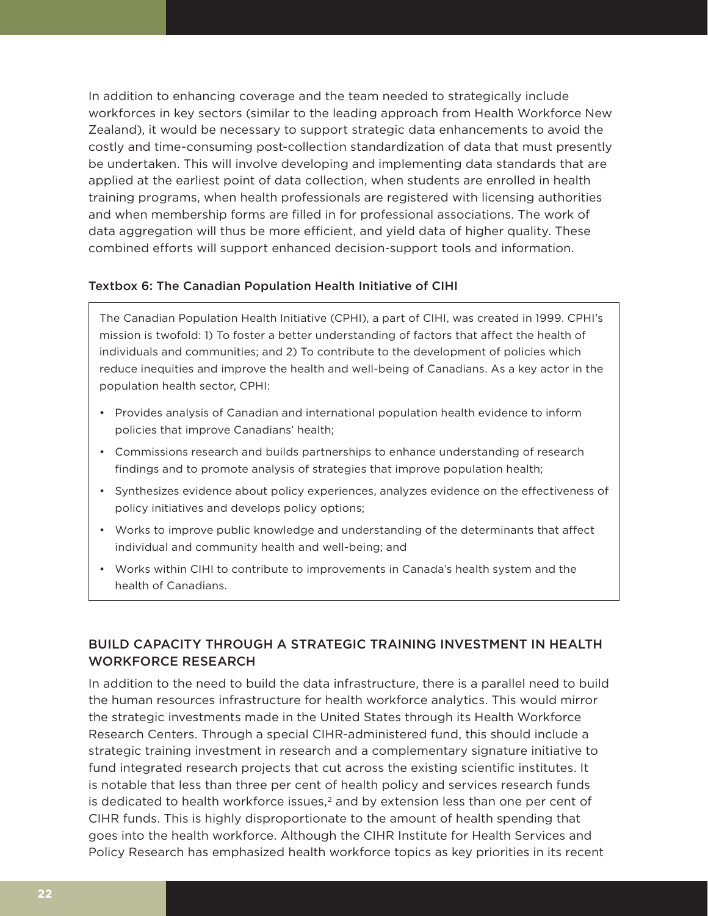In addition to enhancing coverage and the team needed to strategically include workforces in key sectors (similar to the leading approach from Health Workforce New Zealand), it would be necessary to support strategic data enhancements to avoid the costly and time-consuming post-collection standardization of data that must presently be undertaken. This will involve developing and implementing data standards that are applied at the earliest point of data collection, when students are enrolled in health training programs, when health professionals are registered with licensing authorities and when membership forms are filled in for professional associations. The work of data aggregation will thus be more efficient, and yield data of higher quality. These combined efforts will support enhanced decision-support tools and information.

#### Textbox 6: The Canadian Population Health Initiative of CIHI

The Canadian Population Health Initiative (CPHI), a part of CIHI, was created in 1999. CPHI's mission is twofold: 1) To foster a better understanding of factors that affect the health of individuals and communities; and 2) To contribute to the development of policies which reduce inequities and improve the health and well-being of Canadians. As a key actor in the population health sector, CPHI:

- Provides analysis of Canadian and international population health evidence to inform policies that improve Canadians' health;
- Commissions research and builds partnerships to enhance understanding of research findings and to promote analysis of strategies that improve population health;
- Synthesizes evidence about policy experiences, analyzes evidence on the effectiveness of policy initiatives and develops policy options;
- Works to improve public knowledge and understanding of the determinants that affect individual and community health and well-being; and
- Works within CIHI to contribute to improvements in Canada's health system and the health of Canadians.

### BUILD CAPACITY THROUGH A STRATEGIC TRAINING INVESTMENT IN HEALTH WORKFORCE RESEARCH

In addition to the need to build the data infrastructure, there is a parallel need to build the human resources infrastructure for health workforce analytics. This would mirror the strategic investments made in the United States through its Health Workforce Research Centers. Through a special CIHR-administered fund, this should include a strategic training investment in research and a complementary signature initiative to fund integrated research projects that cut across the existing scientific institutes. It is notable that less than three per cent of health policy and services research funds is dedicated to health workforce issues,[2] and by extension less than one per cent of CIHR funds. This is highly disproportionate to the amount of health spending that goes into the health workforce. Although the CIHR Institute for Health Services and Policy Research has emphasized health workforce topics as key priorities in its recent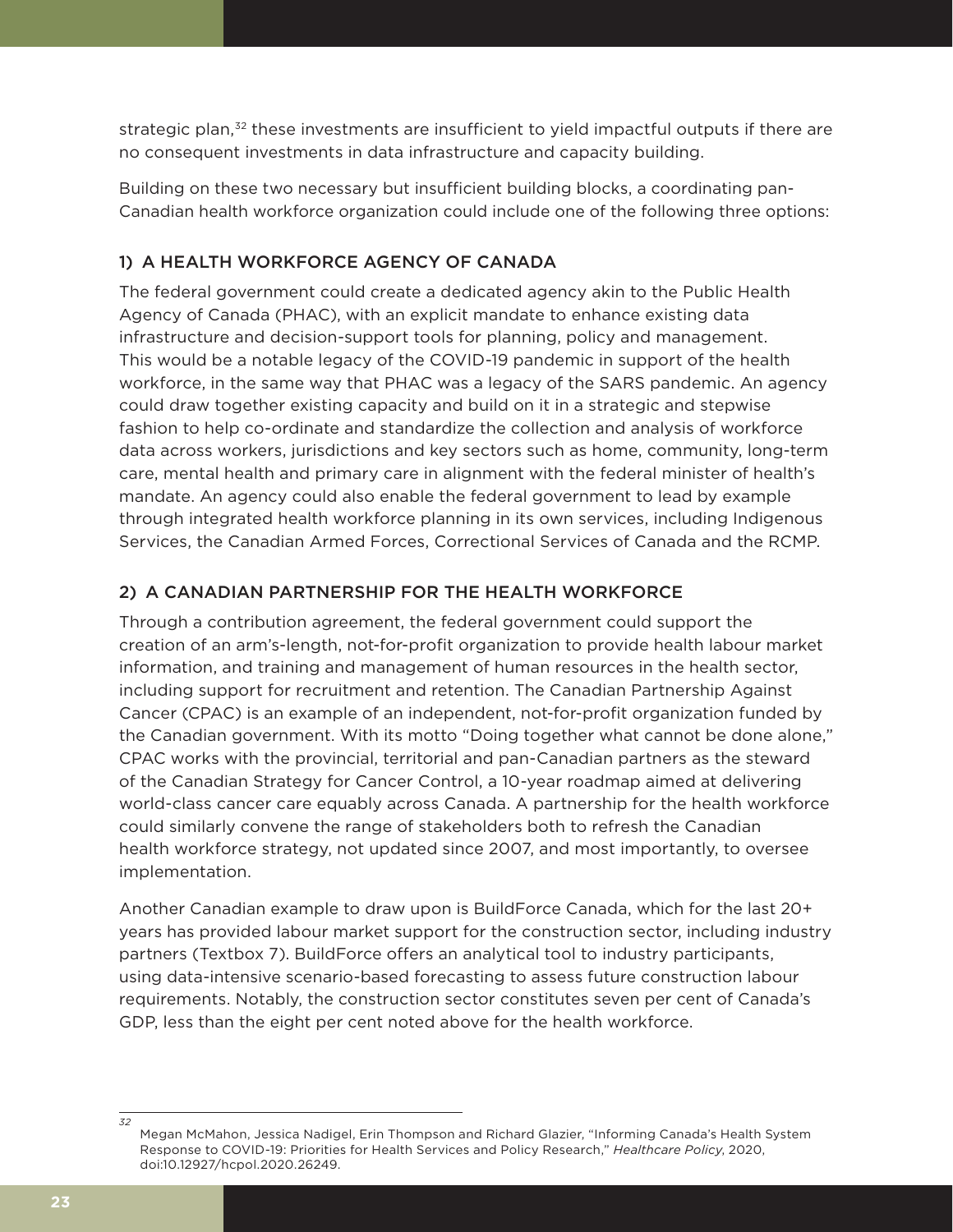strategic plan,[32] these investments are insufficient to yield impactful outputs if there are no consequent investments in data infrastructure and capacity building.

Building on these two necessary but insufficient building blocks, a coordinating pan-Canadian health workforce organization could include one of the following three options:

### 1) A HEALTH WORKFORCE AGENCY OF CANADA

The federal government could create a dedicated agency akin to the Public Health Agency of Canada (PHAC), with an explicit mandate to enhance existing data infrastructure and decision-support tools for planning, policy and management. This would be a notable legacy of the COVID-19 pandemic in support of the health workforce, in the same way that PHAC was a legacy of the SARS pandemic. An agency could draw together existing capacity and build on it in a strategic and stepwise fashion to help co-ordinate and standardize the collection and analysis of workforce data across workers, jurisdictions and key sectors such as home, community, long-term care, mental health and primary care in alignment with the federal minister of health's mandate. An agency could also enable the federal government to lead by example through integrated health workforce planning in its own services, including Indigenous Services, the Canadian Armed Forces, Correctional Services of Canada and the RCMP.

### 2) A CANADIAN PARTNERSHIP FOR THE HEALTH WORKFORCE

Through a contribution agreement, the federal government could support the creation of an arm's-length, not-for-profit organization to provide health labour market information, and training and management of human resources in the health sector, including support for recruitment and retention. The Canadian Partnership Against Cancer (CPAC) is an example of an independent, not-for-profit organization funded by the Canadian government. With its motto "Doing together what cannot be done alone," CPAC works with the provincial, territorial and pan-Canadian partners as the steward of the Canadian Strategy for Cancer Control, a 10-year roadmap aimed at delivering world-class cancer care equably across Canada. A partnership for the health workforce could similarly convene the range of stakeholders both to refresh the Canadian health workforce strategy, not updated since 2007, and most importantly, to oversee implementation.

Another Canadian example to draw upon is BuildForce Canada, which for the last 20+ years has provided labour market support for the construction sector, including industry partners (Textbox 7). BuildForce offers an analytical tool to industry participants, using data-intensive scenario-based forecasting to assess future construction labour requirements. Notably, the construction sector constitutes seven per cent of Canada's GDP, less than the eight per cent noted above for the health workforce.

---

[32] Megan McMahon, Jessica Nadigel, Erin Thompson and Richard Glazier, "Informing Canada's Health System Response to COVID-19: Priorities for Health Services and Policy Research," *Healthcare Policy*, 2020, doi:10.12927/hcpol.2020.26249.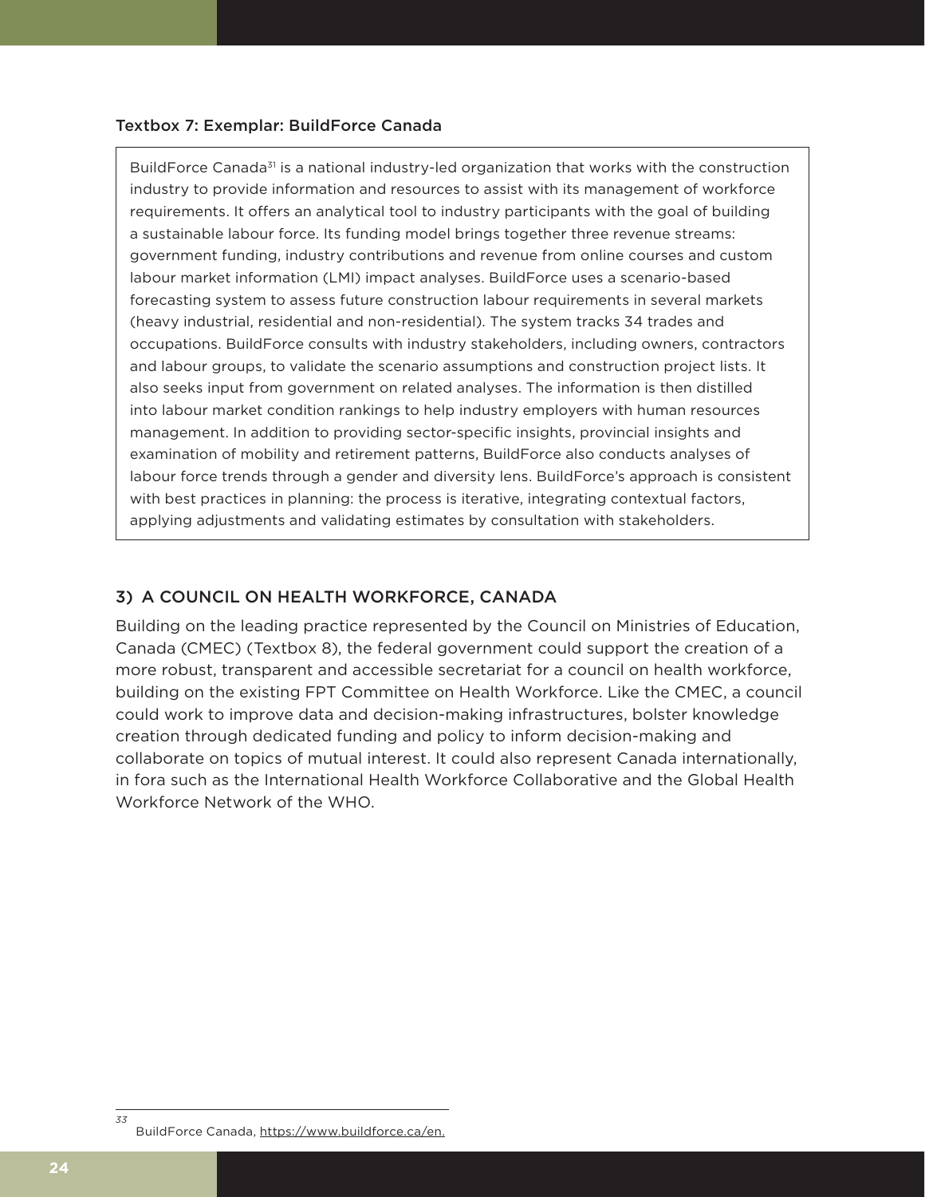Textbox 7: Exemplar: BuildForce Canada

> BuildForce Canada[31] is a national industry-led organization that works with the construction industry to provide information and resources to assist with its management of workforce requirements. It offers an analytical tool to industry participants with the goal of building a sustainable labour force. Its funding model brings together three revenue streams: government funding, industry contributions and revenue from online courses and custom labour market information (LMI) impact analyses. BuildForce uses a scenario-based forecasting system to assess future construction labour requirements in several markets (heavy industrial, residential and non-residential). The system tracks 34 trades and occupations. BuildForce consults with industry stakeholders, including owners, contractors and labour groups, to validate the scenario assumptions and construction project lists. It also seeks input from government on related analyses. The information is then distilled into labour market condition rankings to help industry employers with human resources management. In addition to providing sector-specific insights, provincial insights and examination of mobility and retirement patterns, BuildForce also conducts analyses of labour force trends through a gender and diversity lens. BuildForce's approach is consistent with best practices in planning: the process is iterative, integrating contextual factors, applying adjustments and validating estimates by consultation with stakeholders.

## 3) A COUNCIL ON HEALTH WORKFORCE, CANADA

Building on the leading practice represented by the Council on Ministries of Education, Canada (CMEC) (Textbox 8), the federal government could support the creation of a more robust, transparent and accessible secretariat for a council on health workforce, building on the existing FPT Committee on Health Workforce. Like the CMEC, a council could work to improve data and decision-making infrastructures, bolster knowledge creation through dedicated funding and policy to inform decision-making and collaborate on topics of mutual interest. It could also represent Canada internationally, in fora such as the International Health Workforce Collaborative and the Global Health Workforce Network of the WHO.

---

[33] BuildForce Canada, https://www.buildforce.ca/en.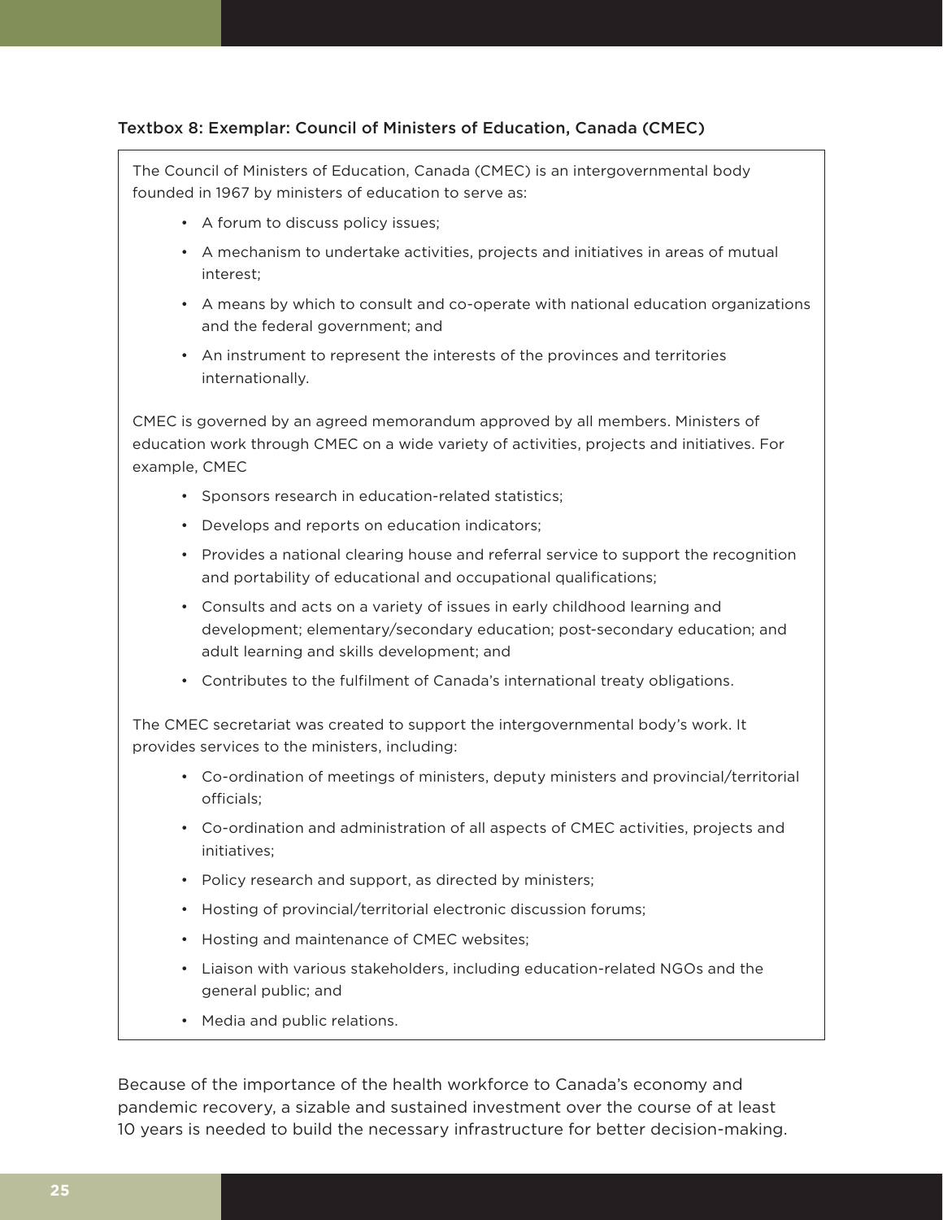### Textbox 8: Exemplar: Council of Ministers of Education, Canada (CMEC)

The Council of Ministers of Education, Canada (CMEC) is an intergovernmental body founded in 1967 by ministers of education to serve as:

- A forum to discuss policy issues;
- A mechanism to undertake activities, projects and initiatives in areas of mutual interest;
- A means by which to consult and co-operate with national education organizations and the federal government; and
- An instrument to represent the interests of the provinces and territories internationally.

CMEC is governed by an agreed memorandum approved by all members. Ministers of education work through CMEC on a wide variety of activities, projects and initiatives. For example, CMEC

- Sponsors research in education-related statistics;
- Develops and reports on education indicators;
- Provides a national clearing house and referral service to support the recognition and portability of educational and occupational qualifications;
- Consults and acts on a variety of issues in early childhood learning and development; elementary/secondary education; post-secondary education; and adult learning and skills development; and
- Contributes to the fulfilment of Canada's international treaty obligations.

The CMEC secretariat was created to support the intergovernmental body's work. It provides services to the ministers, including:

- Co-ordination of meetings of ministers, deputy ministers and provincial/territorial officials;
- Co-ordination and administration of all aspects of CMEC activities, projects and initiatives;
- Policy research and support, as directed by ministers;
- Hosting of provincial/territorial electronic discussion forums;
- Hosting and maintenance of CMEC websites;
- Liaison with various stakeholders, including education-related NGOs and the general public; and
- Media and public relations.

Because of the importance of the health workforce to Canada's economy and pandemic recovery, a sizable and sustained investment over the course of at least 10 years is needed to build the necessary infrastructure for better decision-making.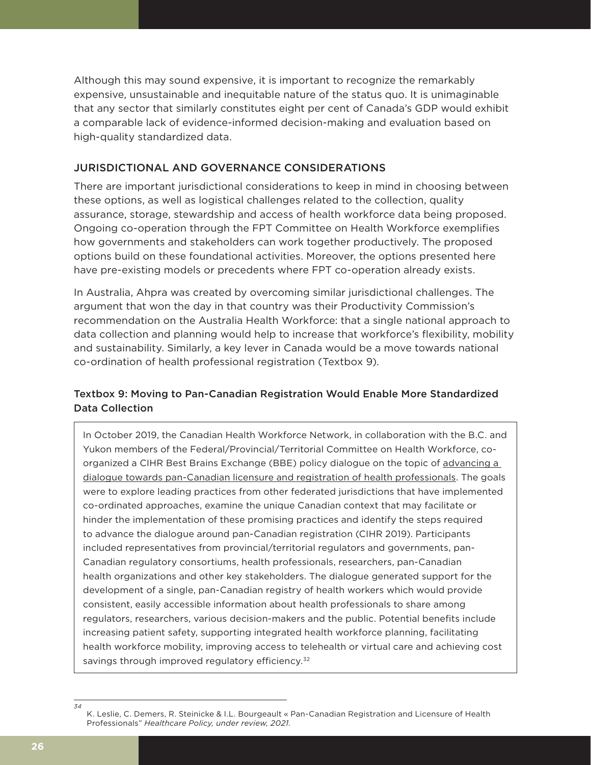Although this may sound expensive, it is important to recognize the remarkably expensive, unsustainable and inequitable nature of the status quo. It is unimaginable that any sector that similarly constitutes eight per cent of Canada's GDP would exhibit a comparable lack of evidence-informed decision-making and evaluation based on high-quality standardized data.

## JURISDICTIONAL AND GOVERNANCE CONSIDERATIONS

There are important jurisdictional considerations to keep in mind in choosing between these options, as well as logistical challenges related to the collection, quality assurance, storage, stewardship and access of health workforce data being proposed. Ongoing co-operation through the FPT Committee on Health Workforce exemplifies how governments and stakeholders can work together productively. The proposed options build on these foundational activities. Moreover, the options presented here have pre-existing models or precedents where FPT co-operation already exists.

In Australia, Ahpra was created by overcoming similar jurisdictional challenges. The argument that won the day in that country was their Productivity Commission's recommendation on the Australia Health Workforce: that a single national approach to data collection and planning would help to increase that workforce's flexibility, mobility and sustainability. Similarly, a key lever in Canada would be a move towards national co-ordination of health professional registration (Textbox 9).

### Textbox 9: Moving to Pan-Canadian Registration Would Enable More Standardized Data Collection

In October 2019, the Canadian Health Workforce Network, in collaboration with the B.C. and Yukon members of the Federal/Provincial/Territorial Committee on Health Workforce, co-organized a CIHR Best Brains Exchange (BBE) policy dialogue on the topic of advancing a dialogue towards pan-Canadian licensure and registration of health professionals. The goals were to explore leading practices from other federated jurisdictions that have implemented co-ordinated approaches, examine the unique Canadian context that may facilitate or hinder the implementation of these promising practices and identify the steps required to advance the dialogue around pan-Canadian registration (CIHR 2019). Participants included representatives from provincial/territorial regulators and governments, pan-Canadian regulatory consortiums, health professionals, researchers, pan-Canadian health organizations and other key stakeholders. The dialogue generated support for the development of a single, pan-Canadian registry of health workers which would provide consistent, easily accessible information about health professionals to share among regulators, researchers, various decision-makers and the public. Potential benefits include increasing patient safety, supporting integrated health workforce planning, facilitating health workforce mobility, improving access to telehealth or virtual care and achieving cost savings through improved regulatory efficiency.[32]

---

[34] K. Leslie, C. Demers, R. Steinicke & I.L. Bourgeault « Pan-Canadian Registration and Licensure of Health Professionals" *Healthcare Policy, under review, 2021.*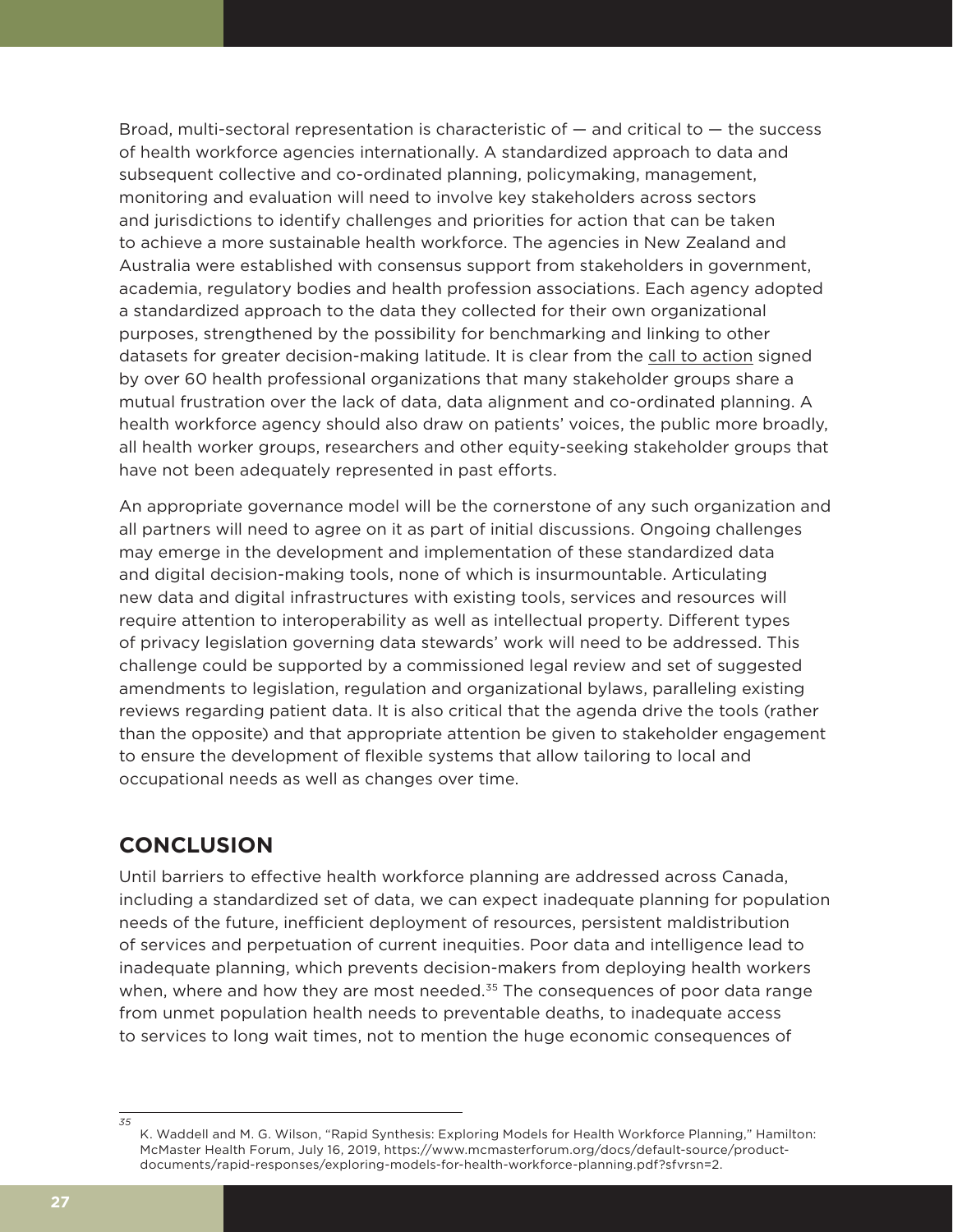Broad, multi-sectoral representation is characteristic of — and critical to — the success of health workforce agencies internationally. A standardized approach to data and subsequent collective and co-ordinated planning, policymaking, management, monitoring and evaluation will need to involve key stakeholders across sectors and jurisdictions to identify challenges and priorities for action that can be taken to achieve a more sustainable health workforce. The agencies in New Zealand and Australia were established with consensus support from stakeholders in government, academia, regulatory bodies and health profession associations. Each agency adopted a standardized approach to the data they collected for their own organizational purposes, strengthened by the possibility for benchmarking and linking to other datasets for greater decision-making latitude. It is clear from the call to action signed by over 60 health professional organizations that many stakeholder groups share a mutual frustration over the lack of data, data alignment and co-ordinated planning. A health workforce agency should also draw on patients' voices, the public more broadly, all health worker groups, researchers and other equity-seeking stakeholder groups that have not been adequately represented in past efforts.

An appropriate governance model will be the cornerstone of any such organization and all partners will need to agree on it as part of initial discussions. Ongoing challenges may emerge in the development and implementation of these standardized data and digital decision-making tools, none of which is insurmountable. Articulating new data and digital infrastructures with existing tools, services and resources will require attention to interoperability as well as intellectual property. Different types of privacy legislation governing data stewards' work will need to be addressed. This challenge could be supported by a commissioned legal review and set of suggested amendments to legislation, regulation and organizational bylaws, paralleling existing reviews regarding patient data. It is also critical that the agenda drive the tools (rather than the opposite) and that appropriate attention be given to stakeholder engagement to ensure the development of flexible systems that allow tailoring to local and occupational needs as well as changes over time.

## CONCLUSION

Until barriers to effective health workforce planning are addressed across Canada, including a standardized set of data, we can expect inadequate planning for population needs of the future, inefficient deployment of resources, persistent maldistribution of services and perpetuation of current inequities. Poor data and intelligence lead to inadequate planning, which prevents decision-makers from deploying health workers when, where and how they are most needed.[35] The consequences of poor data range from unmet population health needs to preventable deaths, to inadequate access to services to long wait times, not to mention the huge economic consequences of

---

35 K. Waddell and M. G. Wilson, "Rapid Synthesis: Exploring Models for Health Workforce Planning," Hamilton: McMaster Health Forum, July 16, 2019, https://www.mcmasterforum.org/docs/default-source/product-documents/rapid-responses/exploring-models-for-health-workforce-planning.pdf?sfvrsn=2.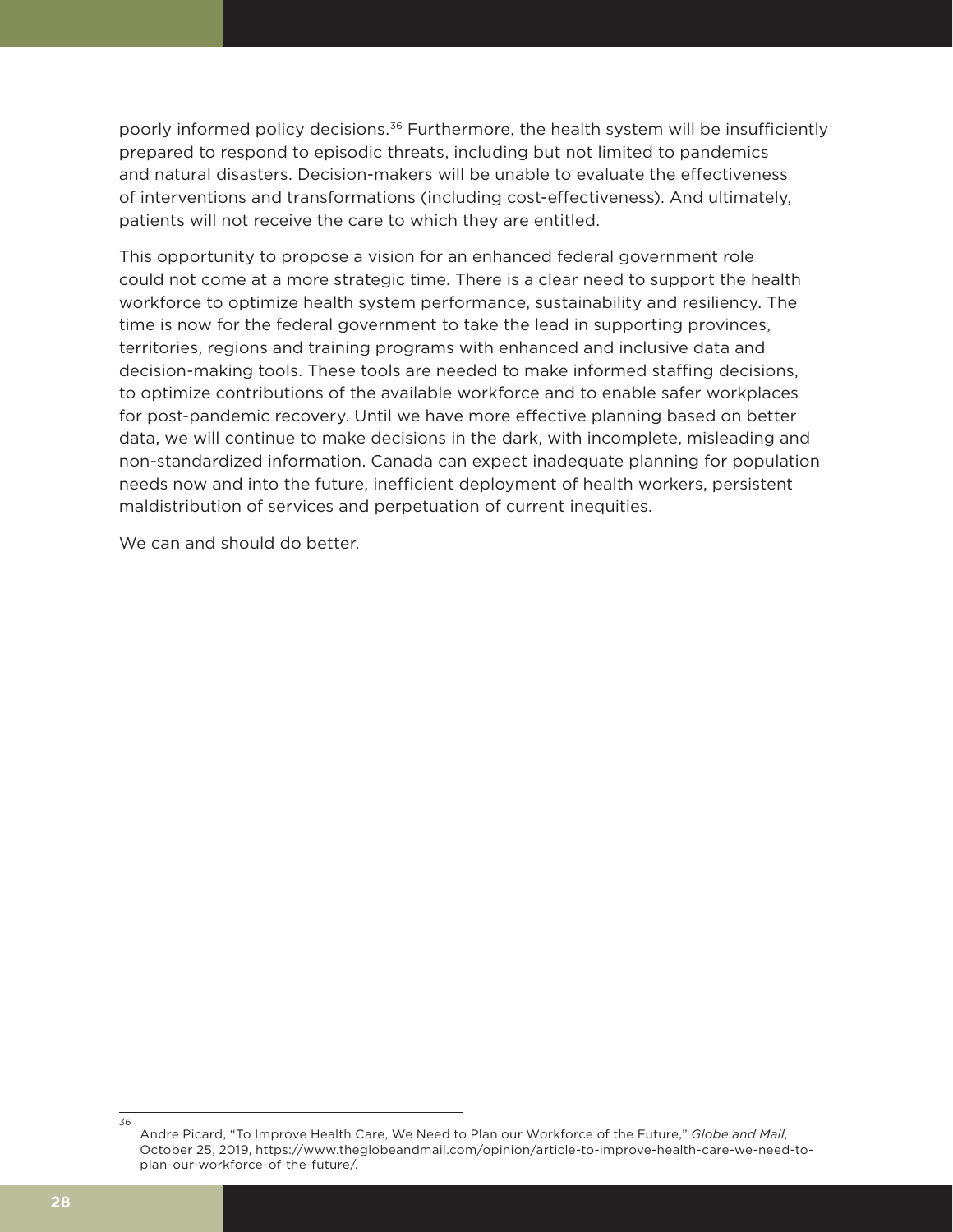poorly informed policy decisions.[36] Furthermore, the health system will be insufficiently prepared to respond to episodic threats, including but not limited to pandemics and natural disasters. Decision-makers will be unable to evaluate the effectiveness of interventions and transformations (including cost-effectiveness). And ultimately, patients will not receive the care to which they are entitled.

This opportunity to propose a vision for an enhanced federal government role could not come at a more strategic time. There is a clear need to support the health workforce to optimize health system performance, sustainability and resiliency. The time is now for the federal government to take the lead in supporting provinces, territories, regions and training programs with enhanced and inclusive data and decision-making tools. These tools are needed to make informed staffing decisions, to optimize contributions of the available workforce and to enable safer workplaces for post-pandemic recovery. Until we have more effective planning based on better data, we will continue to make decisions in the dark, with incomplete, misleading and non-standardized information. Canada can expect inadequate planning for population needs now and into the future, inefficient deployment of health workers, persistent maldistribution of services and perpetuation of current inequities.

We can and should do better.

---

36 Andre Picard, "To Improve Health Care, We Need to Plan our Workforce of the Future," *Globe and Mail*, October 25, 2019, https://www.theglobeandmail.com/opinion/article-to-improve-health-care-we-need-to-plan-our-workforce-of-the-future/.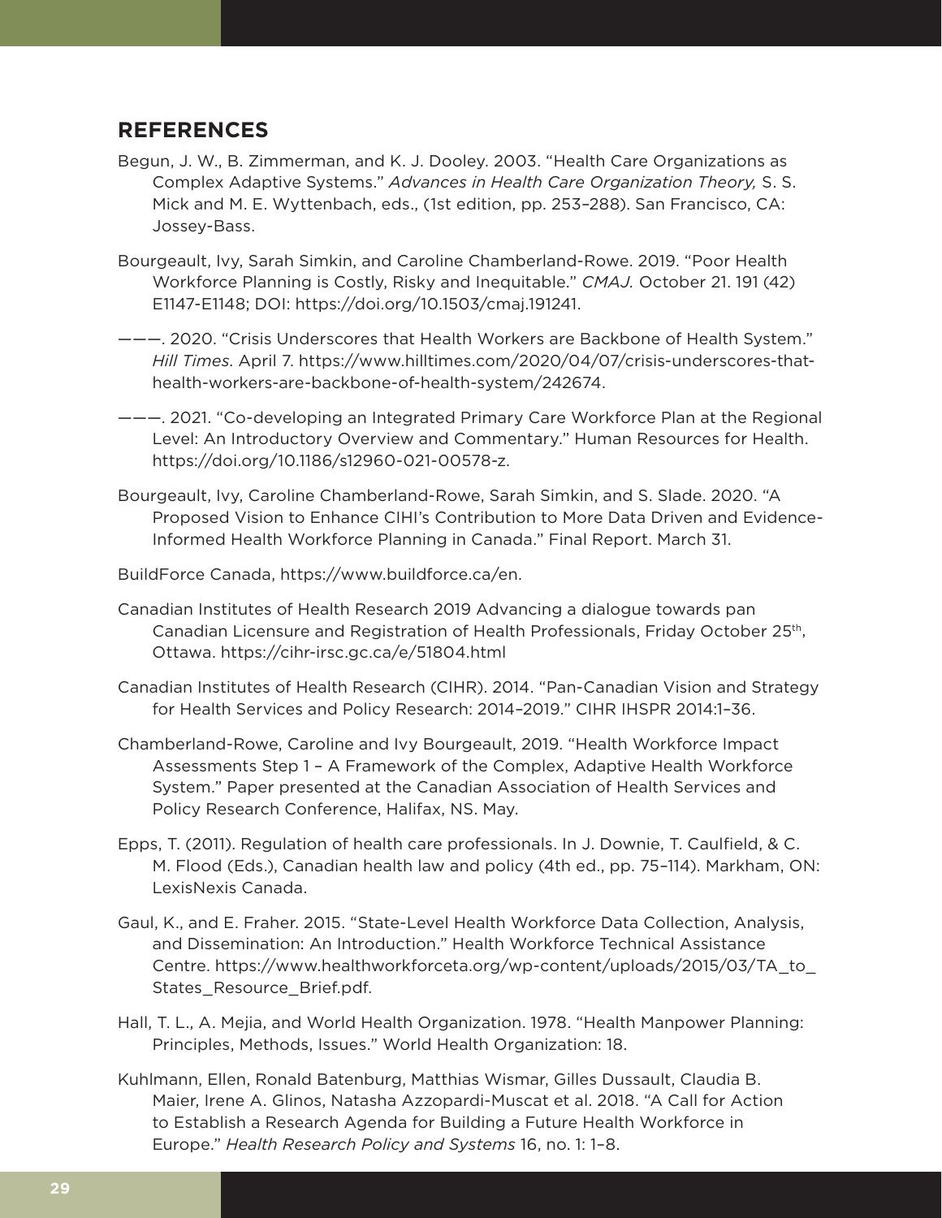## REFERENCES

Begun, J. W., B. Zimmerman, and K. J. Dooley. 2003. "Health Care Organizations as Complex Adaptive Systems." *Advances in Health Care Organization Theory,* S. S. Mick and M. E. Wyttenbach, eds., (1st edition, pp. 253–288). San Francisco, CA: Jossey-Bass.

Bourgeault, Ivy, Sarah Simkin, and Caroline Chamberland-Rowe. 2019. "Poor Health Workforce Planning is Costly, Risky and Inequitable." *CMAJ.* October 21. 191 (42) E1147-E1148; DOI: https://doi.org/10.1503/cmaj.191241.

———. 2020. "Crisis Underscores that Health Workers are Backbone of Health System." *Hill Times.* April 7. https://www.hilltimes.com/2020/04/07/crisis-underscores-that-health-workers-are-backbone-of-health-system/242674.

———. 2021. "Co-developing an Integrated Primary Care Workforce Plan at the Regional Level: An Introductory Overview and Commentary." Human Resources for Health. https://doi.org/10.1186/s12960-021-00578-z.

Bourgeault, Ivy, Caroline Chamberland-Rowe, Sarah Simkin, and S. Slade. 2020. "A Proposed Vision to Enhance CIHI's Contribution to More Data Driven and Evidence-Informed Health Workforce Planning in Canada." Final Report. March 31.

BuildForce Canada, https://www.buildforce.ca/en.

Canadian Institutes of Health Research 2019 Advancing a dialogue towards pan Canadian Licensure and Registration of Health Professionals, Friday October 25th, Ottawa. https://cihr-irsc.gc.ca/e/51804.html

Canadian Institutes of Health Research (CIHR). 2014. "Pan-Canadian Vision and Strategy for Health Services and Policy Research: 2014–2019." CIHR IHSPR 2014:1–36.

Chamberland-Rowe, Caroline and Ivy Bourgeault, 2019. "Health Workforce Impact Assessments Step 1 – A Framework of the Complex, Adaptive Health Workforce System." Paper presented at the Canadian Association of Health Services and Policy Research Conference, Halifax, NS. May.

Epps, T. (2011). Regulation of health care professionals. In J. Downie, T. Caulfield, & C. M. Flood (Eds.), Canadian health law and policy (4th ed., pp. 75–114). Markham, ON: LexisNexis Canada.

Gaul, K., and E. Fraher. 2015. "State-Level Health Workforce Data Collection, Analysis, and Dissemination: An Introduction." Health Workforce Technical Assistance Centre. https://www.healthworkforceta.org/wp-content/uploads/2015/03/TA_to_States_Resource_Brief.pdf.

Hall, T. L., A. Mejia, and World Health Organization. 1978. "Health Manpower Planning: Principles, Methods, Issues." World Health Organization: 18.

Kuhlmann, Ellen, Ronald Batenburg, Matthias Wismar, Gilles Dussault, Claudia B. Maier, Irene A. Glinos, Natasha Azzopardi-Muscat et al. 2018. "A Call for Action to Establish a Research Agenda for Building a Future Health Workforce in Europe." *Health Research Policy and Systems* 16, no. 1: 1–8.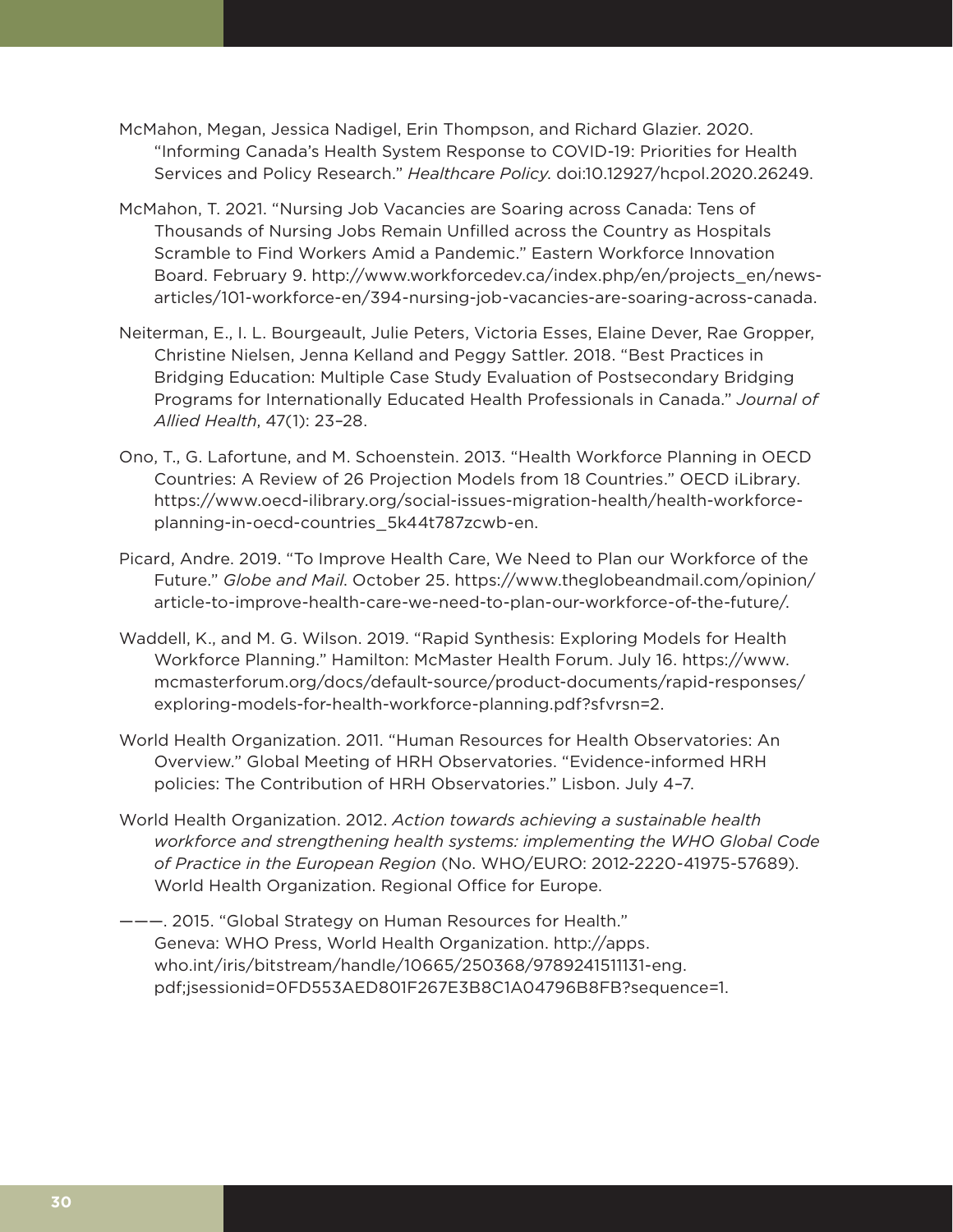McMahon, Megan, Jessica Nadigel, Erin Thompson, and Richard Glazier. 2020. "Informing Canada's Health System Response to COVID-19: Priorities for Health Services and Policy Research." *Healthcare Policy.* doi:10.12927/hcpol.2020.26249.

McMahon, T. 2021. "Nursing Job Vacancies are Soaring across Canada: Tens of Thousands of Nursing Jobs Remain Unfilled across the Country as Hospitals Scramble to Find Workers Amid a Pandemic." Eastern Workforce Innovation Board. February 9. http://www.workforcedev.ca/index.php/en/projects_en/news-articles/101-workforce-en/394-nursing-job-vacancies-are-soaring-across-canada.

Neiterman, E., I. L. Bourgeault, Julie Peters, Victoria Esses, Elaine Dever, Rae Gropper, Christine Nielsen, Jenna Kelland and Peggy Sattler. 2018. "Best Practices in Bridging Education: Multiple Case Study Evaluation of Postsecondary Bridging Programs for Internationally Educated Health Professionals in Canada." *Journal of Allied Health*, 47(1): 23–28.

Ono, T., G. Lafortune, and M. Schoenstein. 2013. "Health Workforce Planning in OECD Countries: A Review of 26 Projection Models from 18 Countries." OECD iLibrary. https://www.oecd-ilibrary.org/social-issues-migration-health/health-workforce-planning-in-oecd-countries_5k44t787zcwb-en.

Picard, Andre. 2019. "To Improve Health Care, We Need to Plan our Workforce of the Future." *Globe and Mail*. October 25. https://www.theglobeandmail.com/opinion/article-to-improve-health-care-we-need-to-plan-our-workforce-of-the-future/.

Waddell, K., and M. G. Wilson. 2019. "Rapid Synthesis: Exploring Models for Health Workforce Planning." Hamilton: McMaster Health Forum. July 16. https://www.mcmasterforum.org/docs/default-source/product-documents/rapid-responses/exploring-models-for-health-workforce-planning.pdf?sfvrsn=2.

World Health Organization. 2011. "Human Resources for Health Observatories: An Overview." Global Meeting of HRH Observatories. "Evidence-informed HRH policies: The Contribution of HRH Observatories." Lisbon. July 4–7.

World Health Organization. 2012. *Action towards achieving a sustainable health workforce and strengthening health systems: implementing the WHO Global Code of Practice in the European Region* (No. WHO/EURO: 2012-2220-41975-57689). World Health Organization. Regional Office for Europe.

———. 2015. "Global Strategy on Human Resources for Health." Geneva: WHO Press, World Health Organization. http://apps.who.int/iris/bitstream/handle/10665/250368/9789241511131-eng.pdf;jsessionid=0FD553AED801F267E3B8C1A04796B8FB?sequence=1.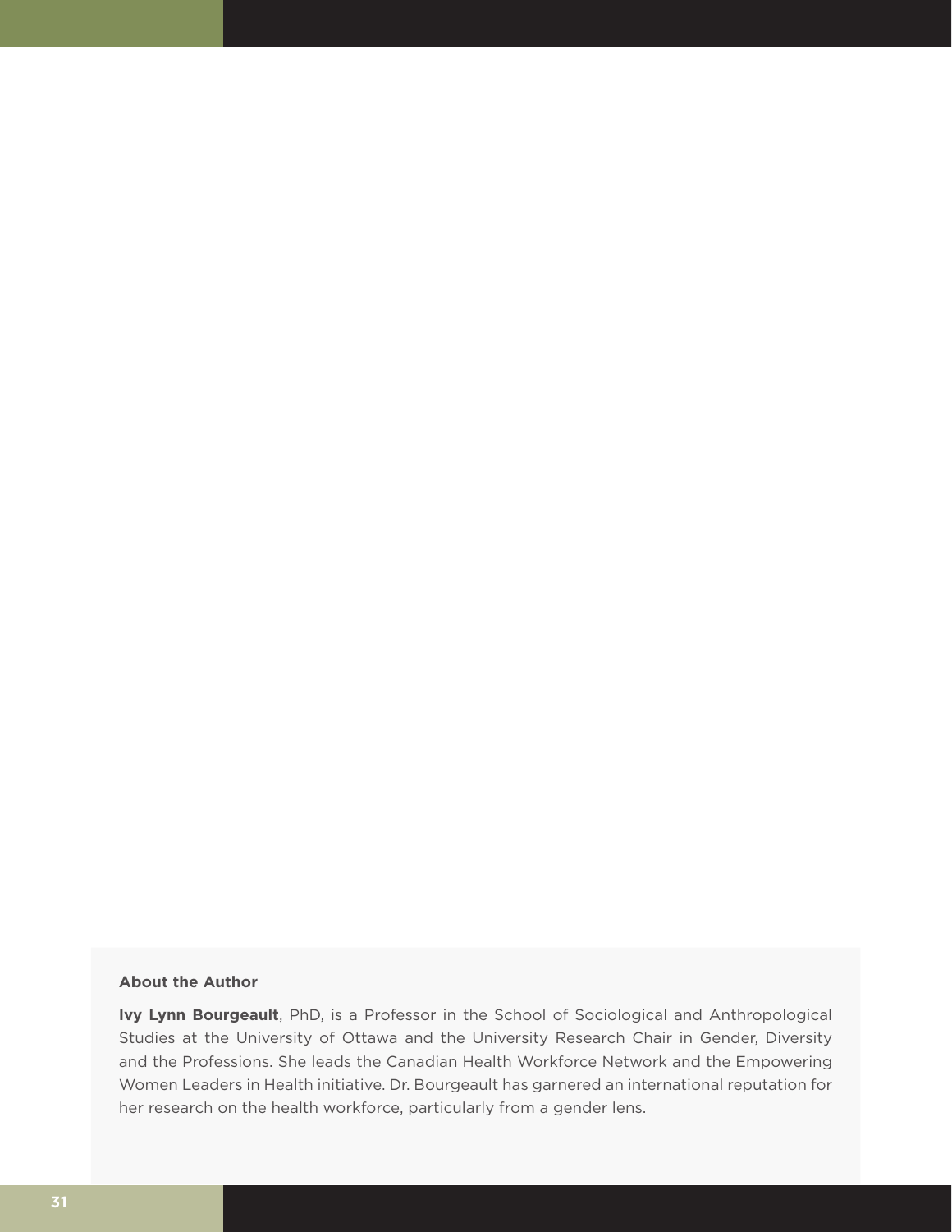**About the Author**

**Ivy Lynn Bourgeault**, PhD, is a Professor in the School of Sociological and Anthropological Studies at the University of Ottawa and the University Research Chair in Gender, Diversity and the Professions. She leads the Canadian Health Workforce Network and the Empowering Women Leaders in Health initiative. Dr. Bourgeault has garnered an international reputation for her research on the health workforce, particularly from a gender lens.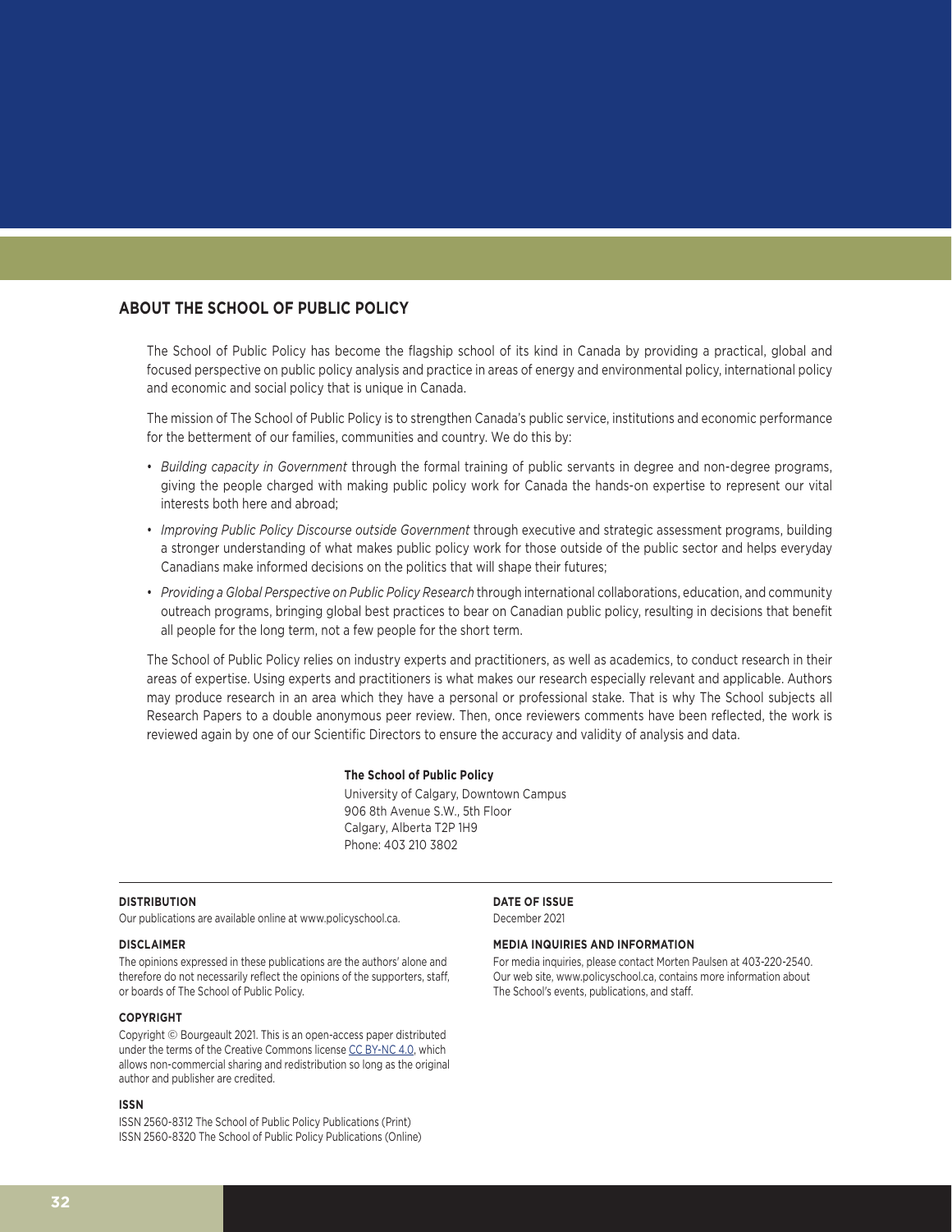## ABOUT THE SCHOOL OF PUBLIC POLICY

The School of Public Policy has become the flagship school of its kind in Canada by providing a practical, global and focused perspective on public policy analysis and practice in areas of energy and environmental policy, international policy and economic and social policy that is unique in Canada.

The mission of The School of Public Policy is to strengthen Canada's public service, institutions and economic performance for the betterment of our families, communities and country. We do this by:

- *Building capacity in Government* through the formal training of public servants in degree and non-degree programs, giving the people charged with making public policy work for Canada the hands-on expertise to represent our vital interests both here and abroad;
- *Improving Public Policy Discourse outside Government* through executive and strategic assessment programs, building a stronger understanding of what makes public policy work for those outside of the public sector and helps everyday Canadians make informed decisions on the politics that will shape their futures;
- *Providing a Global Perspective on Public Policy Research* through international collaborations, education, and community outreach programs, bringing global best practices to bear on Canadian public policy, resulting in decisions that benefit all people for the long term, not a few people for the short term.

The School of Public Policy relies on industry experts and practitioners, as well as academics, to conduct research in their areas of expertise. Using experts and practitioners is what makes our research especially relevant and applicable. Authors may produce research in an area which they have a personal or professional stake. That is why The School subjects all Research Papers to a double anonymous peer review. Then, once reviewers comments have been reflected, the work is reviewed again by one of our Scientific Directors to ensure the accuracy and validity of analysis and data.

**The School of Public Policy**
University of Calgary, Downtown Campus
906 8th Avenue S.W., 5th Floor
Calgary, Alberta T2P 1H9
Phone: 403 210 3802

**DISTRIBUTION**
Our publications are available online at www.policyschool.ca.

**DISCLAIMER**
The opinions expressed in these publications are the authors' alone and therefore do not necessarily reflect the opinions of the supporters, staff, or boards of The School of Public Policy.

**COPYRIGHT**
Copyright © Bourgeault 2021. This is an open-access paper distributed under the terms of the Creative Commons license CC BY-NC 4.0, which allows non-commercial sharing and redistribution so long as the original author and publisher are credited.

**ISSN**
ISSN 2560-8312 The School of Public Policy Publications (Print)
ISSN 2560-8320 The School of Public Policy Publications (Online)

**DATE OF ISSUE**
December 2021

**MEDIA INQUIRIES AND INFORMATION**
For media inquiries, please contact Morten Paulsen at 403-220-2540. Our web site, www.policyschool.ca, contains more information about The School's events, publications, and staff.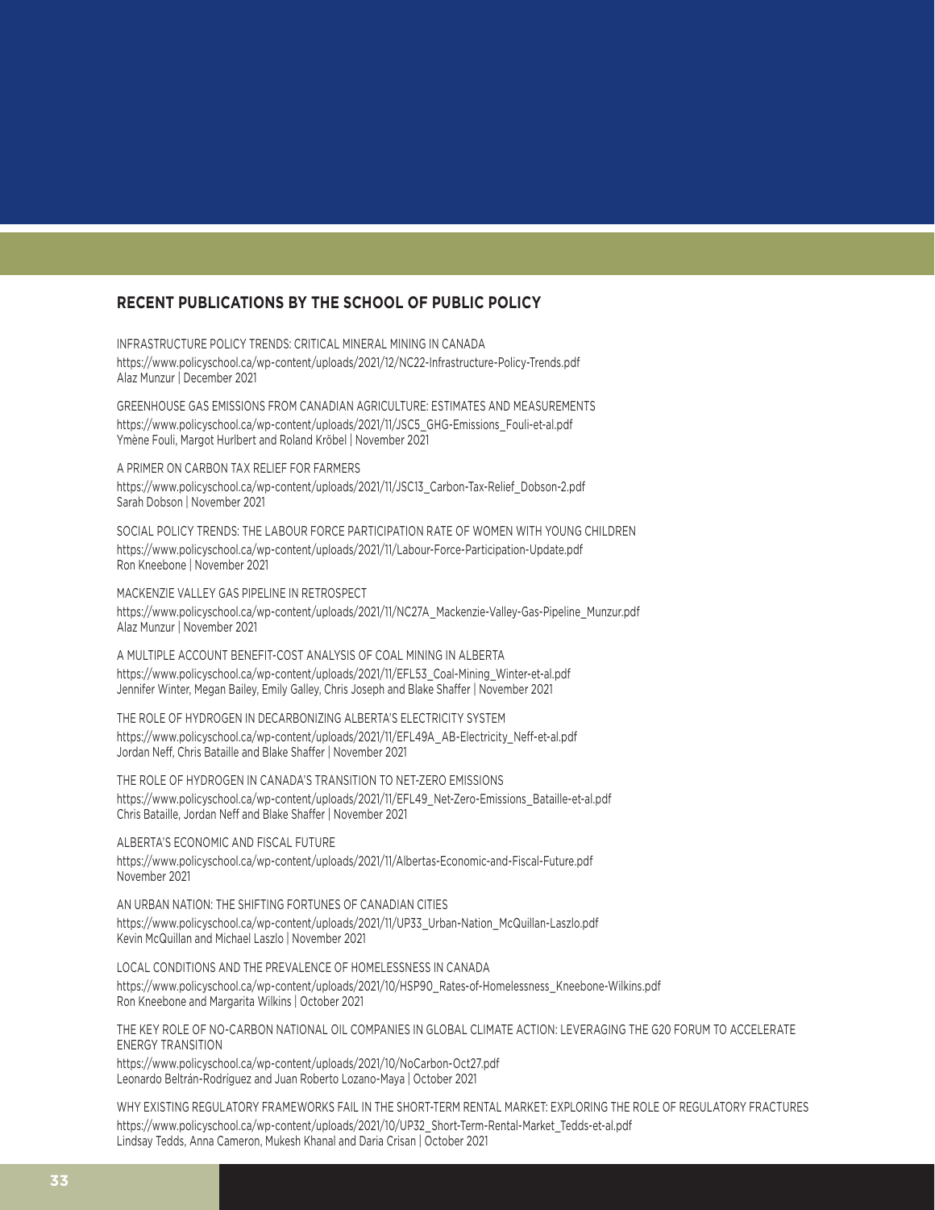## RECENT PUBLICATIONS BY THE SCHOOL OF PUBLIC POLICY

INFRASTRUCTURE POLICY TRENDS: CRITICAL MINERAL MINING IN CANADA
https://www.policyschool.ca/wp-content/uploads/2021/12/NC22-Infrastructure-Policy-Trends.pdf
Alaz Munzur | December 2021

GREENHOUSE GAS EMISSIONS FROM CANADIAN AGRICULTURE: ESTIMATES AND MEASUREMENTS
https://www.policyschool.ca/wp-content/uploads/2021/11/JSC5_GHG-Emissions_Fouli-et-al.pdf
Ymène Fouli, Margot Hurlbert and Roland Kröbel | November 2021

A PRIMER ON CARBON TAX RELIEF FOR FARMERS
https://www.policyschool.ca/wp-content/uploads/2021/11/JSC13_Carbon-Tax-Relief_Dobson-2.pdf
Sarah Dobson | November 2021

SOCIAL POLICY TRENDS: THE LABOUR FORCE PARTICIPATION RATE OF WOMEN WITH YOUNG CHILDREN
https://www.policyschool.ca/wp-content/uploads/2021/11/Labour-Force-Participation-Update.pdf
Ron Kneebone | November 2021

MACKENZIE VALLEY GAS PIPELINE IN RETROSPECT
https://www.policyschool.ca/wp-content/uploads/2021/11/NC27A_Mackenzie-Valley-Gas-Pipeline_Munzur.pdf
Alaz Munzur | November 2021

A MULTIPLE ACCOUNT BENEFIT-COST ANALYSIS OF COAL MINING IN ALBERTA
https://www.policyschool.ca/wp-content/uploads/2021/11/EFL53_Coal-Mining_Winter-et-al.pdf
Jennifer Winter, Megan Bailey, Emily Galley, Chris Joseph and Blake Shaffer | November 2021

THE ROLE OF HYDROGEN IN DECARBONIZING ALBERTA'S ELECTRICITY SYSTEM
https://www.policyschool.ca/wp-content/uploads/2021/11/EFL49A_AB-Electricity_Neff-et-al.pdf
Jordan Neff, Chris Bataille and Blake Shaffer | November 2021

THE ROLE OF HYDROGEN IN CANADA'S TRANSITION TO NET-ZERO EMISSIONS
https://www.policyschool.ca/wp-content/uploads/2021/11/EFL49_Net-Zero-Emissions_Bataille-et-al.pdf
Chris Bataille, Jordan Neff and Blake Shaffer | November 2021

ALBERTA'S ECONOMIC AND FISCAL FUTURE
https://www.policyschool.ca/wp-content/uploads/2021/11/Albertas-Economic-and-Fiscal-Future.pdf
November 2021

AN URBAN NATION: THE SHIFTING FORTUNES OF CANADIAN CITIES
https://www.policyschool.ca/wp-content/uploads/2021/11/UP33_Urban-Nation_McQuillan-Laszlo.pdf
Kevin McQuillan and Michael Laszlo | November 2021

LOCAL CONDITIONS AND THE PREVALENCE OF HOMELESSNESS IN CANADA
https://www.policyschool.ca/wp-content/uploads/2021/10/HSP90_Rates-of-Homelessness_Kneebone-Wilkins.pdf
Ron Kneebone and Margarita Wilkins | October 2021

THE KEY ROLE OF NO-CARBON NATIONAL OIL COMPANIES IN GLOBAL CLIMATE ACTION: LEVERAGING THE G20 FORUM TO ACCELERATE ENERGY TRANSITION
https://www.policyschool.ca/wp-content/uploads/2021/10/NoCarbon-Oct27.pdf
Leonardo Beltrán-Rodríguez and Juan Roberto Lozano-Maya | October 2021

WHY EXISTING REGULATORY FRAMEWORKS FAIL IN THE SHORT-TERM RENTAL MARKET: EXPLORING THE ROLE OF REGULATORY FRACTURES
https://www.policyschool.ca/wp-content/uploads/2021/10/UP32_Short-Term-Rental-Market_Tedds-et-al.pdf
Lindsay Tedds, Anna Cameron, Mukesh Khanal and Daria Crisan | October 2021